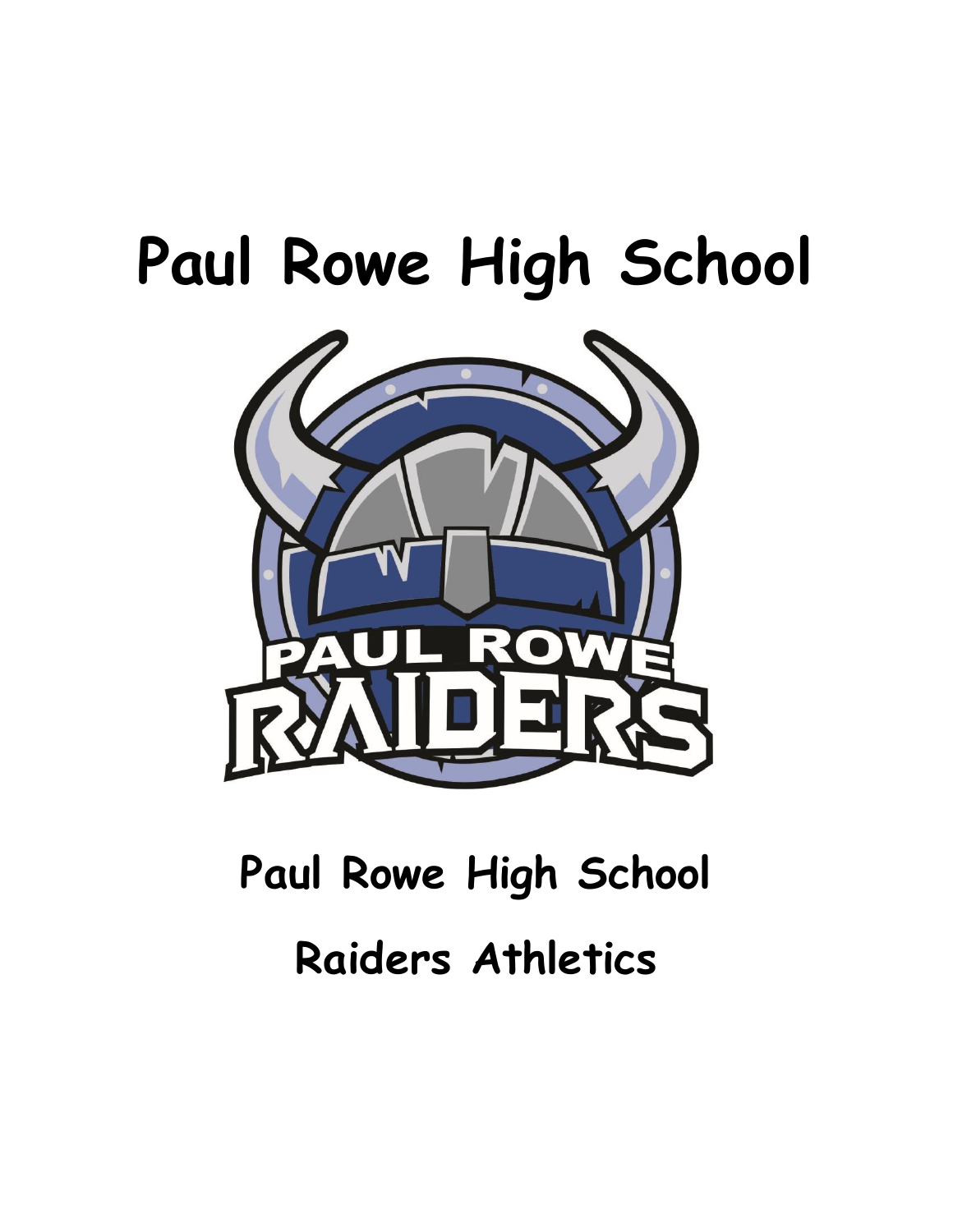# Paul Rowe High School

## Paul Rowe High School

## Raiders Athletics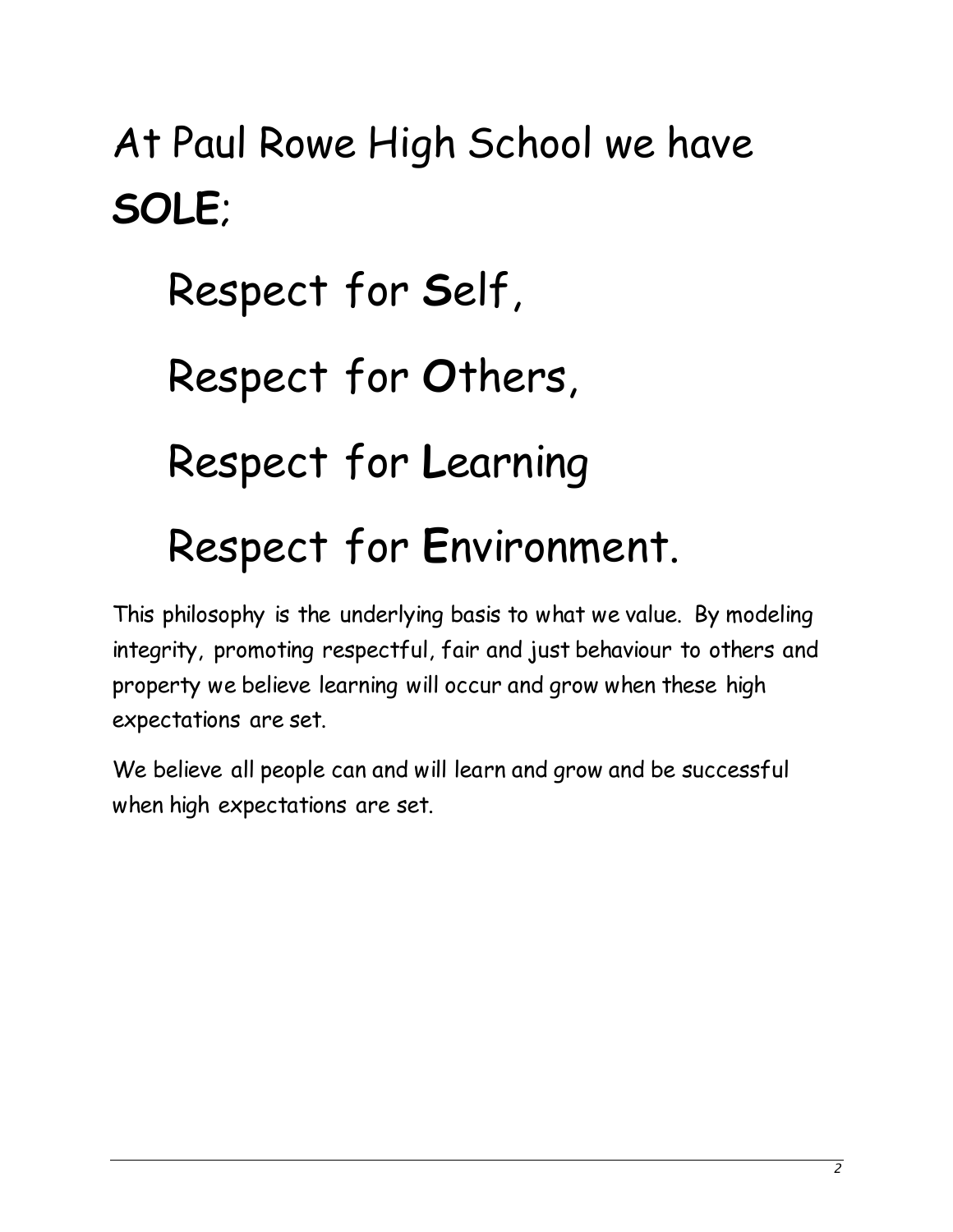# At Paul Rowe High School we have **SOLE**;

## Respect for **S**elf,

## Respect for **O**thers,

## Respect for **L**earning

## Respect for **E**nvironment.

This philosophy is the underlying basis to what we value. By modeling integrity, promoting respectful, fair and just behaviour to others and property we believe learning will occur and grow when these high expectations are set.

We believe all people can and will learn and grow and be successful when high expectations are set.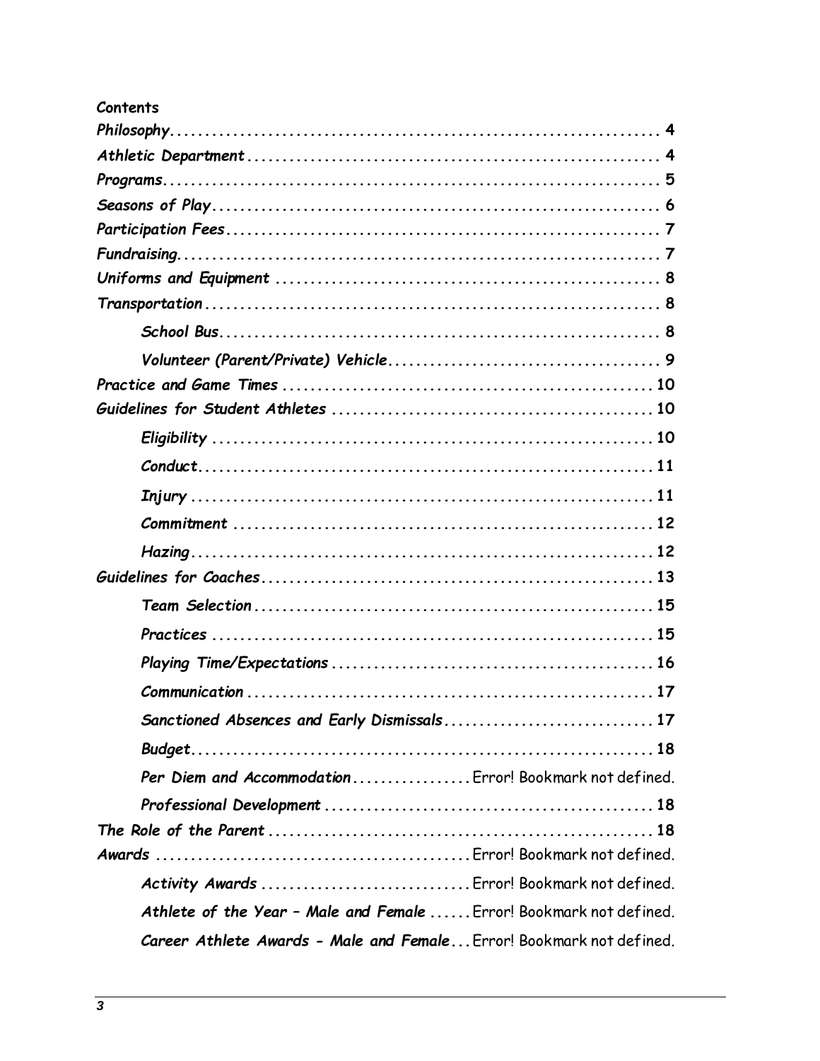*Contents*

***Philosophy*** ....................................................................... **4**

***Athletic Department*** ............................................................ **4**

***Programs*** ......................................................................... **5**

***Seasons of Play*** ................................................................. **6**

***Participation Fees*** .............................................................. **7**

***Fundraising*** ...................................................................... **7**

***Uniforms and Equipment*** ..................................................... **8**

***Transportation*** ................................................................... **8**

- ***School Bus*** ................................................................. **8**
- ***Volunteer (Parent/Private) Vehicle*** ...................................... **9**

***Practice and Game Times*** ..................................................... **10**

***Guidelines for Student Athletes*** ............................................ **10**

- ***Eligibility*** .................................................................. **10**
- ***Conduct*** .................................................................... **11**
- ***Injury*** ...................................................................... **11**
- ***Commitment*** .............................................................. **12**
- ***Hazing*** ..................................................................... **12**

***Guidelines for Coaches*** ........................................................ **13**

- ***Team Selection*** ........................................................... **15**
- ***Practices*** .................................................................. **15**
- ***Playing Time/Expectations*** ............................................. **16**
- ***Communication*** .......................................................... **17**
- ***Sanctioned Absences and Early Dismissals*** ............................ **17**
- ***Budget*** ..................................................................... **18**
- ***Per Diem and Accommodation*** ................ Error! Bookmark not defined.
- ***Professional Development*** .............................................. **18**

***The Role of the Parent*** ........................................................ **18**

***Awards*** ......................................... Error! Bookmark not defined.

- ***Activity Awards*** ............................ Error! Bookmark not defined.
- ***Athlete of the Year – Male and Female*** ...... Error! Bookmark not defined.
- ***Career Athlete Awards - Male and Female*** ... Error! Bookmark not defined.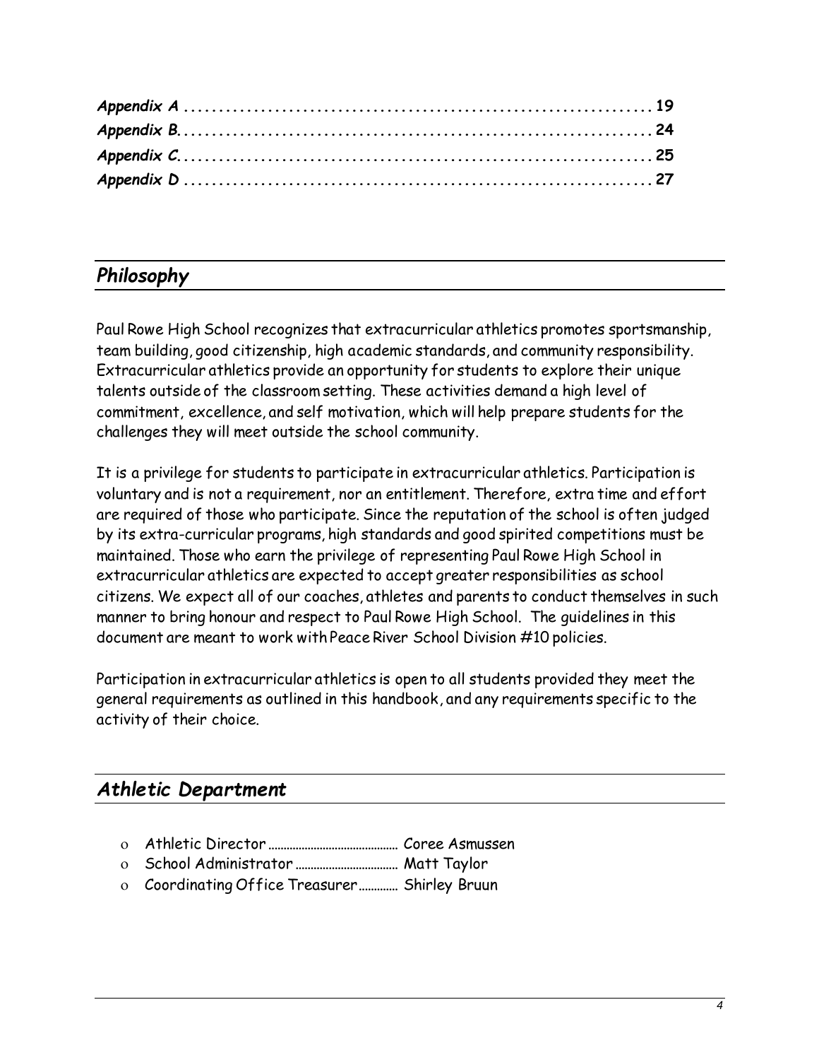*Appendix A* ................................................................ 19
*Appendix B*................................................................. 24
*Appendix C*................................................................. 25
*Appendix D* ................................................................ 27

## *Philosophy*

Paul Rowe High School recognizes that extracurricular athletics promotes sportsmanship, team building, good citizenship, high academic standards, and community responsibility. Extracurricular athletics provide an opportunity for students to explore their unique talents outside of the classroom setting. These activities demand a high level of commitment, excellence, and self motivation, which will help prepare students for the challenges they will meet outside the school community.

It is a privilege for students to participate in extracurricular athletics. Participation is voluntary and is not a requirement, nor an entitlement. Therefore, extra time and effort are required of those who participate. Since the reputation of the school is often judged by its extra-curricular programs, high standards and good spirited competitions must be maintained. Those who earn the privilege of representing Paul Rowe High School in extracurricular athletics are expected to accept greater responsibilities as school citizens. We expect all of our coaches, athletes and parents to conduct themselves in such manner to bring honour and respect to Paul Rowe High School. The guidelines in this document are meant to work with Peace River School Division #10 policies.

Participation in extracurricular athletics is open to all students provided they meet the general requirements as outlined in this handbook, and any requirements specific to the activity of their choice.

## *Athletic Department*

- Athletic Director ........................................ Coree Asmussen
- School Administrator ............................... Matt Taylor
- Coordinating Office Treasurer............ Shirley Bruun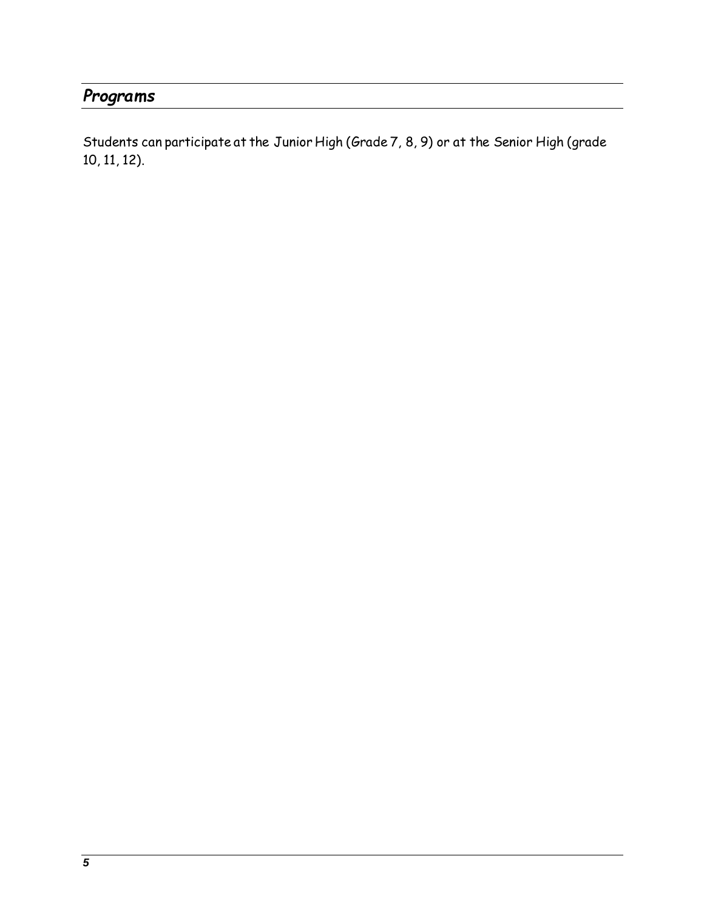## *Programs*

Students can participate at the Junior High (Grade 7, 8, 9) or at the Senior High (grade 10, 11, 12).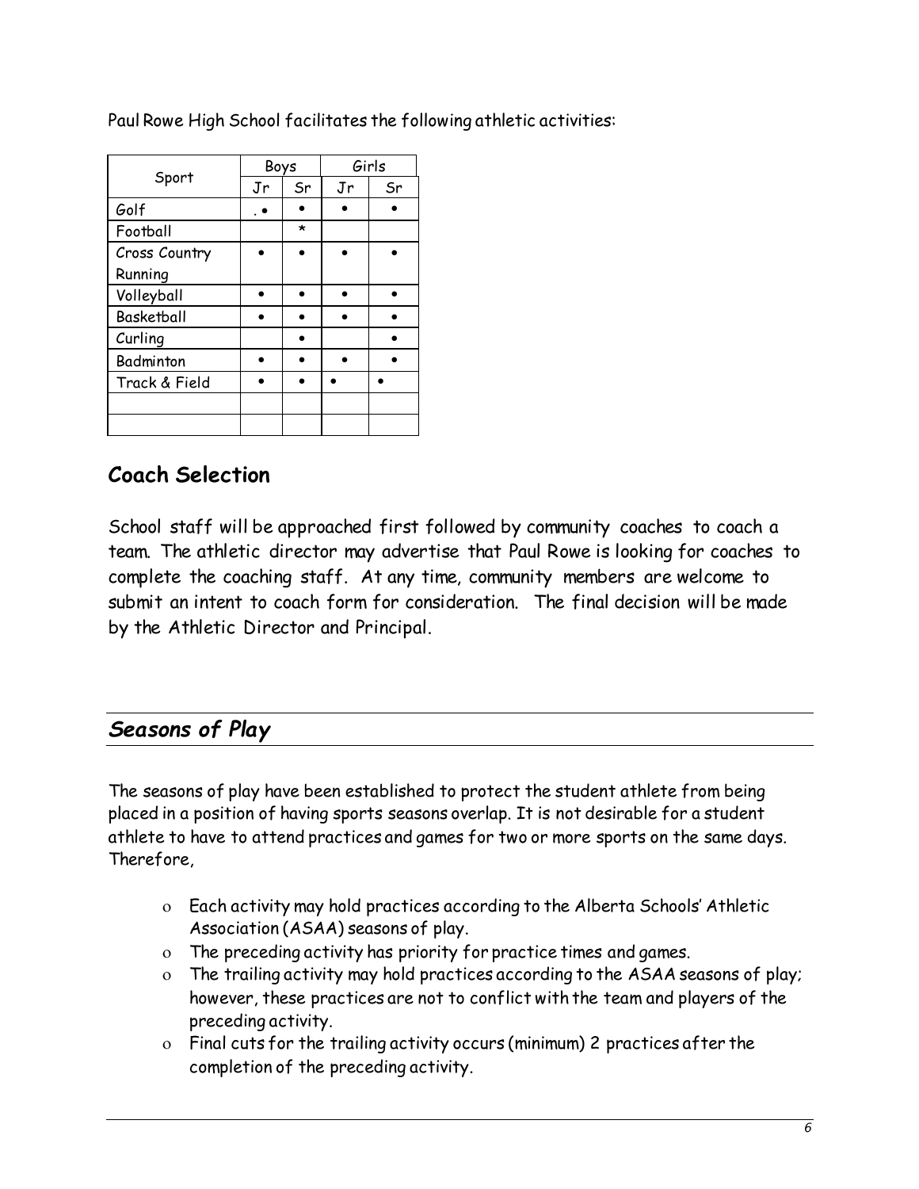Paul Rowe High School facilitates the following athletic activities:

| Sport | Boys | | Girls | |
|---|---|---|---|---|
| | Jr | Sr | Jr | Sr |
| Golf | .• | • | • | • |
| Football | | * | | |
| Cross Country Running | • | • | • | • |
| Volleyball | • | • | • | • |
| Basketball | • | • | • | • |
| Curling | | • | | • |
| Badminton | • | • | • | • |
| Track & Field | • | • | • | • |
| | | | | |
| | | | | |

## Coach Selection

School staff will be approached first followed by community coaches to coach a team. The athletic director may advertise that Paul Rowe is looking for coaches to complete the coaching staff. At any time, community members are welcome to submit an intent to coach form for consideration. The final decision will be made by the Athletic Director and Principal.

## *Seasons of Play*

The seasons of play have been established to protect the student athlete from being placed in a position of having sports seasons overlap. It is not desirable for a student athlete to have to attend practices and games for two or more sports on the same days. Therefore,

- Each activity may hold practices according to the Alberta Schools' Athletic Association (ASAA) seasons of play.
- The preceding activity has priority for practice times and games.
- The trailing activity may hold practices according to the ASAA seasons of play; however, these practices are not to conflict with the team and players of the preceding activity.
- Final cuts for the trailing activity occurs (minimum) 2 practices after the completion of the preceding activity.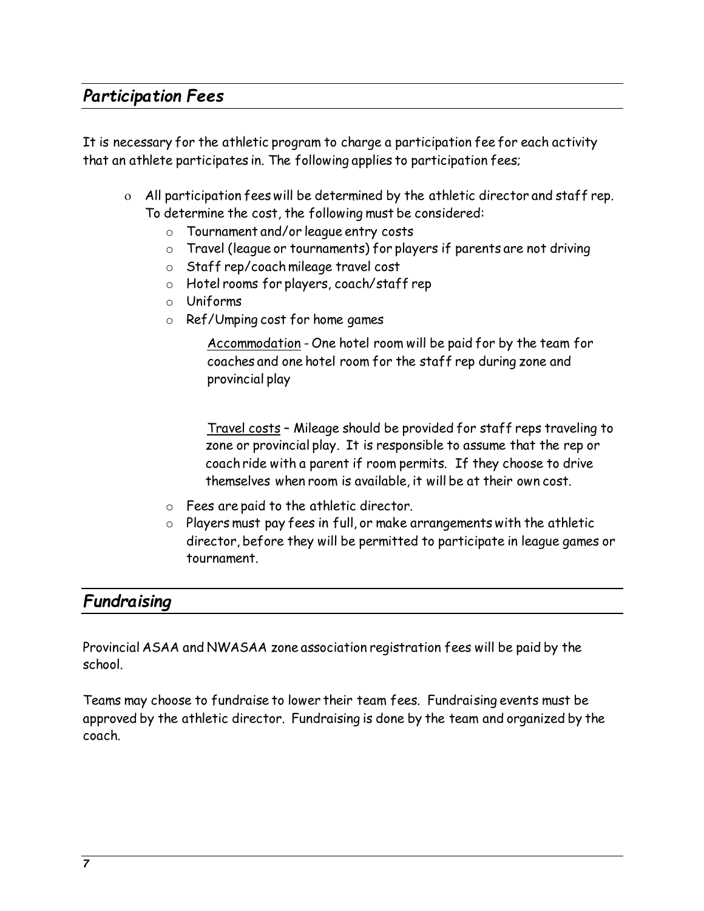## *Participation Fees*

It is necessary for the athletic program to charge a participation fee for each activity that an athlete participates in. The following applies to participation fees;

- All participation fees will be determined by the athletic director and staff rep. To determine the cost, the following must be considered:
  - Tournament and/or league entry costs
  - Travel (league or tournaments) for players if parents are not driving
  - Staff rep/coach mileage travel cost
  - Hotel rooms for players, coach/staff rep
  - Uniforms
  - Ref/Umping cost for home games

    Accommodation - One hotel room will be paid for by the team for coaches and one hotel room for the staff rep during zone and provincial play

    Travel costs – Mileage should be provided for staff reps traveling to zone or provincial play. It is responsible to assume that the rep or coach ride with a parent if room permits. If they choose to drive themselves when room is available, it will be at their own cost.

  - Fees are paid to the athletic director.
  - Players must pay fees in full, or make arrangements with the athletic director, before they will be permitted to participate in league games or tournament.

## *Fundraising*

Provincial ASAA and NWASAA zone association registration fees will be paid by the school.

Teams may choose to fundraise to lower their team fees. Fundraising events must be approved by the athletic director. Fundraising is done by the team and organized by the coach.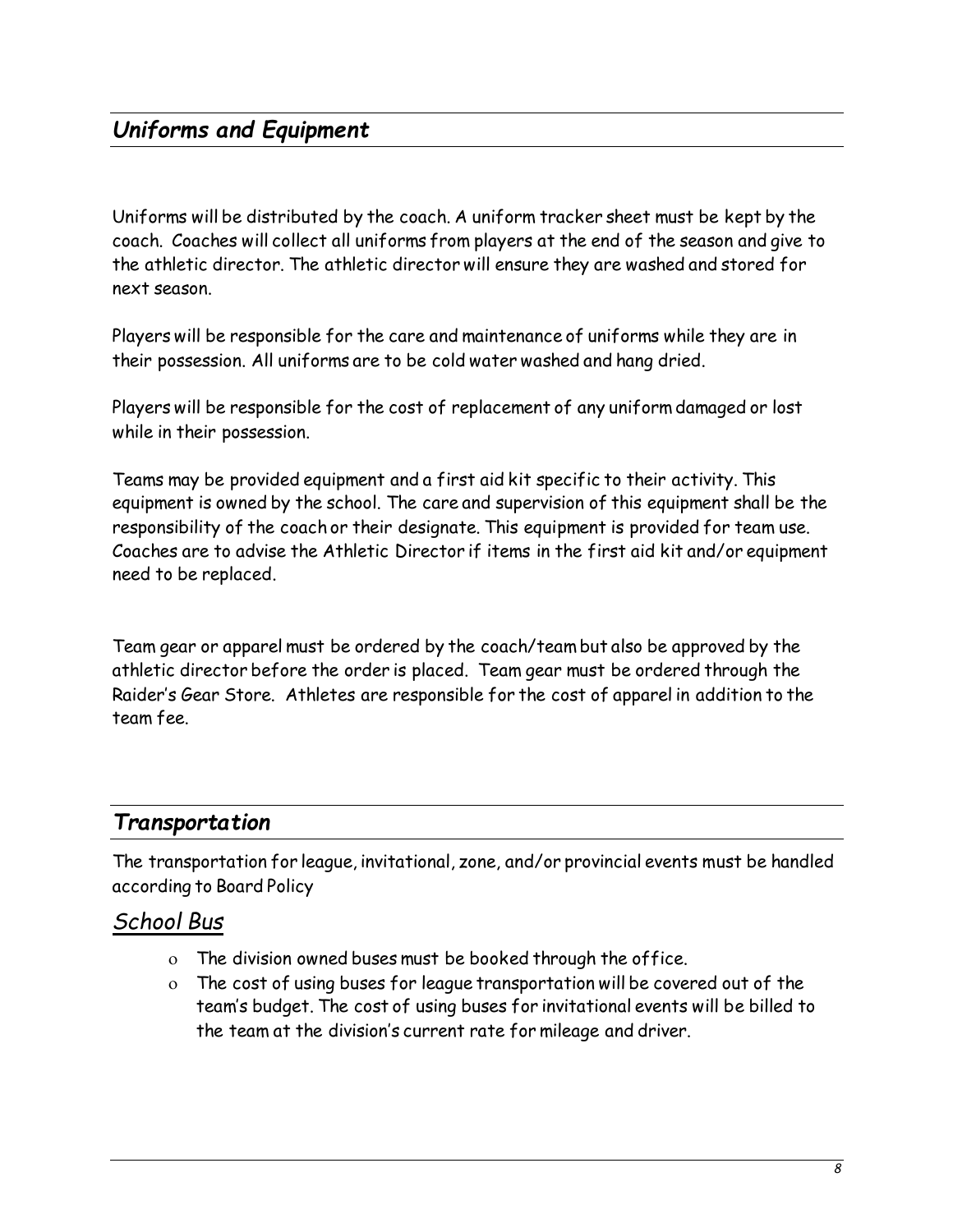## *Uniforms and Equipment*

Uniforms will be distributed by the coach. A uniform tracker sheet must be kept by the coach. Coaches will collect all uniforms from players at the end of the season and give to the athletic director. The athletic director will ensure they are washed and stored for next season.

Players will be responsible for the care and maintenance of uniforms while they are in their possession. All uniforms are to be cold water washed and hang dried.

Players will be responsible for the cost of replacement of any uniform damaged or lost while in their possession.

Teams may be provided equipment and a first aid kit specific to their activity. This equipment is owned by the school. The care and supervision of this equipment shall be the responsibility of the coach or their designate. This equipment is provided for team use. Coaches are to advise the Athletic Director if items in the first aid kit and/or equipment need to be replaced.

Team gear or apparel must be ordered by the coach/team but also be approved by the athletic director before the order is placed. Team gear must be ordered through the Raider's Gear Store. Athletes are responsible for the cost of apparel in addition to the team fee.

## *Transportation*

The transportation for league, invitational, zone, and/or provincial events must be handled according to Board Policy

### *School Bus*

- The division owned buses must be booked through the office.
- The cost of using buses for league transportation will be covered out of the team's budget. The cost of using buses for invitational events will be billed to the team at the division's current rate for mileage and driver.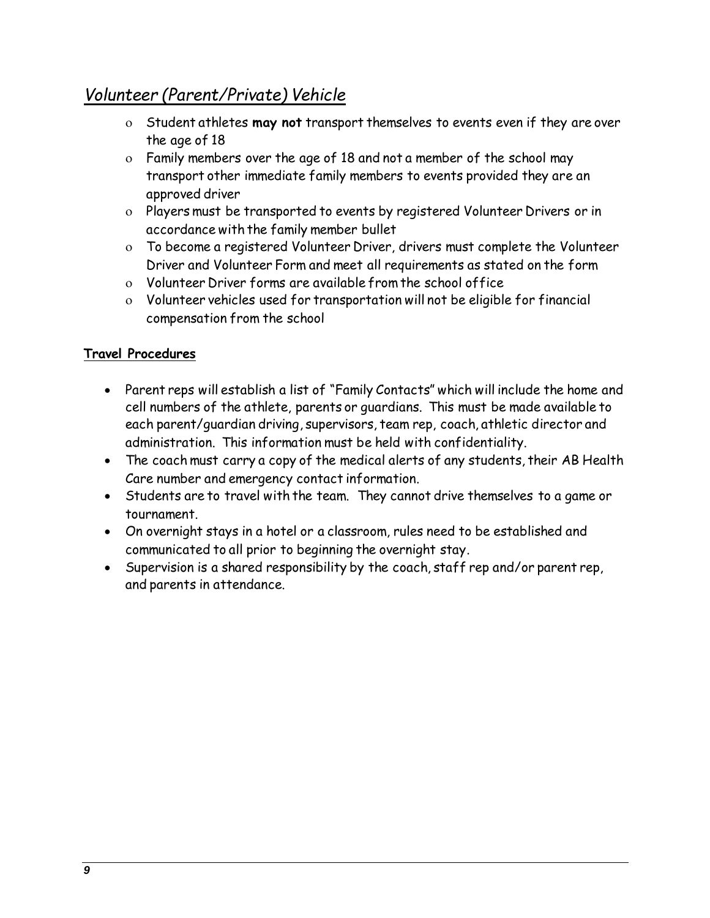## *Volunteer (Parent/Private) Vehicle*

- Student athletes **may not** transport themselves to events even if they are over the age of 18
- Family members over the age of 18 and not a member of the school may transport other immediate family members to events provided they are an approved driver
- Players must be transported to events by registered Volunteer Drivers or in accordance with the family member bullet
- To become a registered Volunteer Driver, drivers must complete the Volunteer Driver and Volunteer Form and meet all requirements as stated on the form
- Volunteer Driver forms are available from the school office
- Volunteer vehicles used for transportation will not be eligible for financial compensation from the school

**Travel Procedures**

- Parent reps will establish a list of "Family Contacts" which will include the home and cell numbers of the athlete, parents or guardians. This must be made available to each parent/guardian driving, supervisors, team rep, coach, athletic director and administration. This information must be held with confidentiality.
- The coach must carry a copy of the medical alerts of any students, their AB Health Care number and emergency contact information.
- Students are to travel with the team. They cannot drive themselves to a game or tournament.
- On overnight stays in a hotel or a classroom, rules need to be established and communicated to all prior to beginning the overnight stay.
- Supervision is a shared responsibility by the coach, staff rep and/or parent rep, and parents in attendance.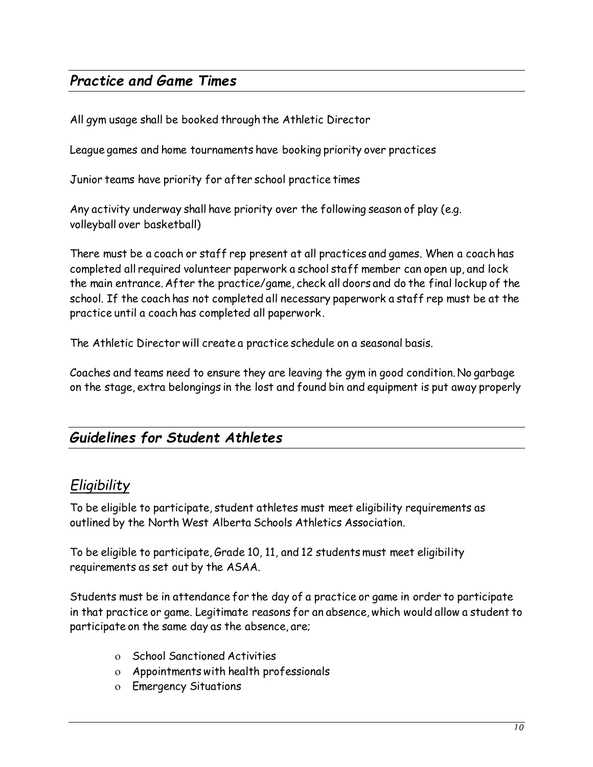## *Practice and Game Times*

All gym usage shall be booked through the Athletic Director

League games and home tournaments have booking priority over practices

Junior teams have priority for after school practice times

Any activity underway shall have priority over the following season of play (e.g. volleyball over basketball)

There must be a coach or staff rep present at all practices and games. When a coach has completed all required volunteer paperwork a school staff member can open up, and lock the main entrance. After the practice/game, check all doors and do the final lockup of the school. If the coach has not completed all necessary paperwork a staff rep must be at the practice until a coach has completed all paperwork.

The Athletic Director will create a practice schedule on a seasonal basis.

Coaches and teams need to ensure they are leaving the gym in good condition. No garbage on the stage, extra belongings in the lost and found bin and equipment is put away properly

## *Guidelines for Student Athletes*

### *Eligibility*

To be eligible to participate, student athletes must meet eligibility requirements as outlined by the North West Alberta Schools Athletics Association.

To be eligible to participate, Grade 10, 11, and 12 students must meet eligibility requirements as set out by the ASAA.

Students must be in attendance for the day of a practice or game in order to participate in that practice or game. Legitimate reasons for an absence, which would allow a student to participate on the same day as the absence, are;

- School Sanctioned Activities
- Appointments with health professionals
- Emergency Situations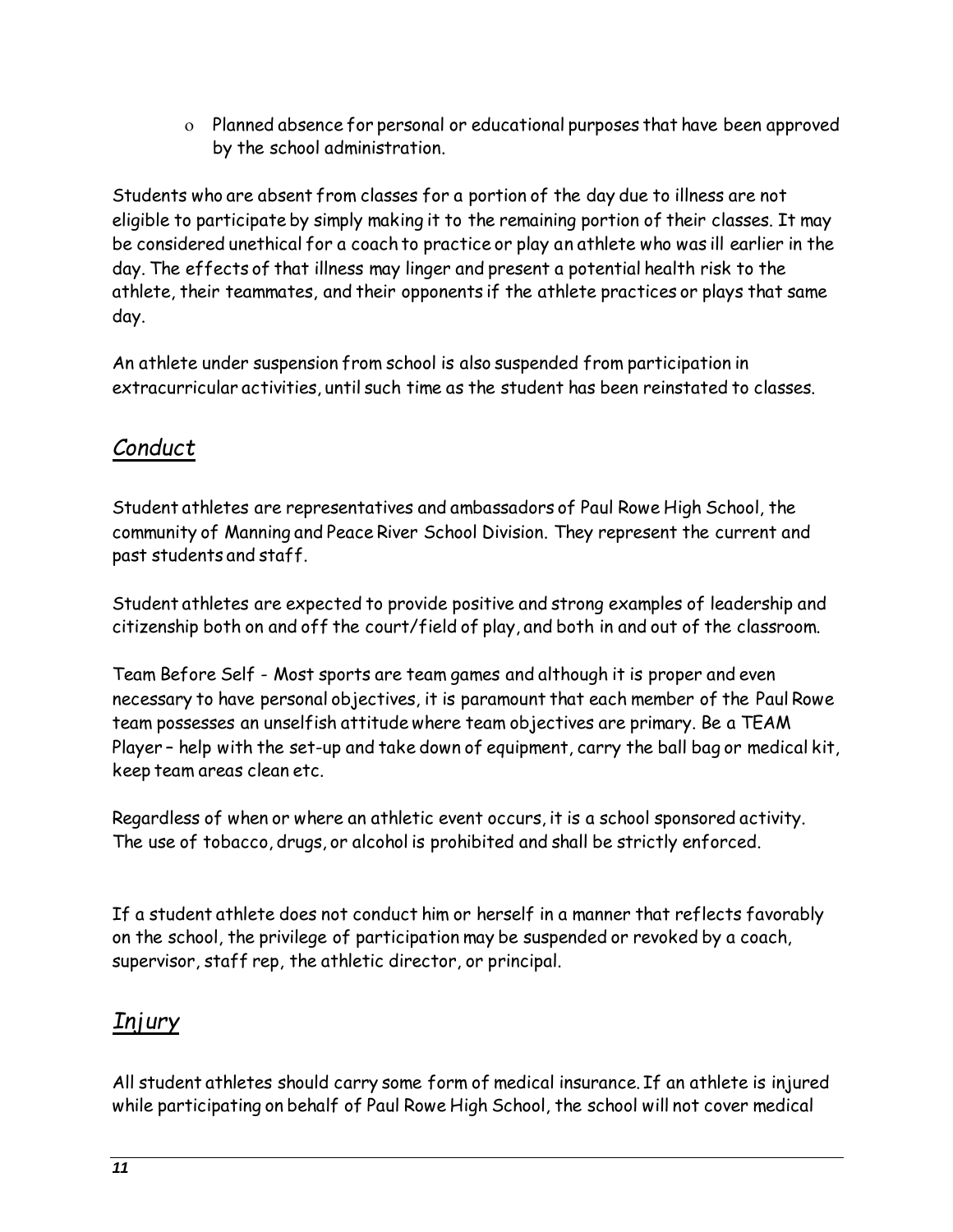- Planned absence for personal or educational purposes that have been approved by the school administration.

Students who are absent from classes for a portion of the day due to illness are not eligible to participate by simply making it to the remaining portion of their classes. It may be considered unethical for a coach to practice or play an athlete who was ill earlier in the day. The effects of that illness may linger and present a potential health risk to the athlete, their teammates, and their opponents if the athlete practices or plays that same day.

An athlete under suspension from school is also suspended from participation in extracurricular activities, until such time as the student has been reinstated to classes.

## *Conduct*

Student athletes are representatives and ambassadors of Paul Rowe High School, the community of Manning and Peace River School Division. They represent the current and past students and staff.

Student athletes are expected to provide positive and strong examples of leadership and citizenship both on and off the court/field of play, and both in and out of the classroom.

Team Before Self - Most sports are team games and although it is proper and even necessary to have personal objectives, it is paramount that each member of the Paul Rowe team possesses an unselfish attitude where team objectives are primary. Be a TEAM Player – help with the set-up and take down of equipment, carry the ball bag or medical kit, keep team areas clean etc.

Regardless of when or where an athletic event occurs, it is a school sponsored activity. The use of tobacco, drugs, or alcohol is prohibited and shall be strictly enforced.

If a student athlete does not conduct him or herself in a manner that reflects favorably on the school, the privilege of participation may be suspended or revoked by a coach, supervisor, staff rep, the athletic director, or principal.

## *Injury*

All student athletes should carry some form of medical insurance. If an athlete is injured while participating on behalf of Paul Rowe High School, the school will not cover medical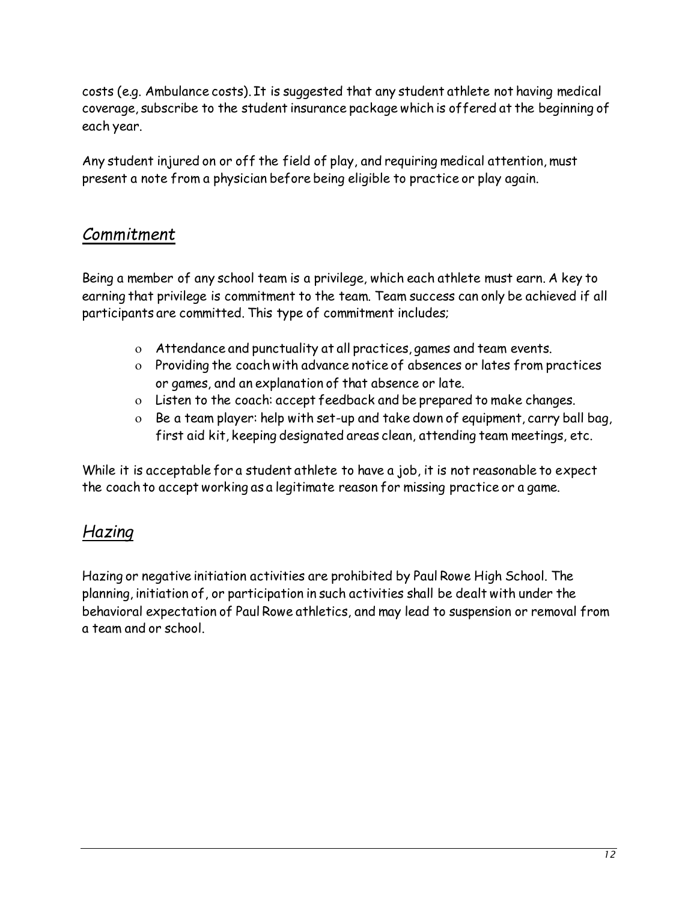costs (e.g. Ambulance costs). It is suggested that any student athlete not having medical coverage, subscribe to the student insurance package which is offered at the beginning of each year.

Any student injured on or off the field of play, and requiring medical attention, must present a note from a physician before being eligible to practice or play again.

## *Commitment*

Being a member of any school team is a privilege, which each athlete must earn. A key to earning that privilege is commitment to the team. Team success can only be achieved if all participants are committed. This type of commitment includes;

- Attendance and punctuality at all practices, games and team events.
- Providing the coach with advance notice of absences or lates from practices or games, and an explanation of that absence or late.
- Listen to the coach: accept feedback and be prepared to make changes.
- Be a team player: help with set-up and take down of equipment, carry ball bag, first aid kit, keeping designated areas clean, attending team meetings, etc.

While it is acceptable for a student athlete to have a job, it is not reasonable to expect the coach to accept working as a legitimate reason for missing practice or a game.

## *Hazing*

Hazing or negative initiation activities are prohibited by Paul Rowe High School. The planning, initiation of, or participation in such activities shall be dealt with under the behavioral expectation of Paul Rowe athletics, and may lead to suspension or removal from a team and or school.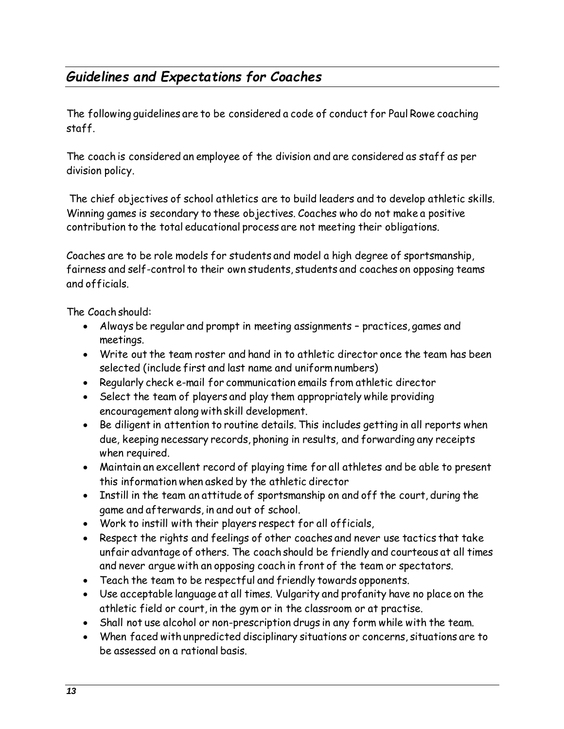## *Guidelines and Expectations for Coaches*

The following guidelines are to be considered a code of conduct for Paul Rowe coaching staff.

The coach is considered an employee of the division and are considered as staff as per division policy.

The chief objectives of school athletics are to build leaders and to develop athletic skills. Winning games is secondary to these objectives. Coaches who do not make a positive contribution to the total educational process are not meeting their obligations.

Coaches are to be role models for students and model a high degree of sportsmanship, fairness and self-control to their own students, students and coaches on opposing teams and officials.

The Coach should:

- Always be regular and prompt in meeting assignments – practices, games and meetings.
- Write out the team roster and hand in to athletic director once the team has been selected (include first and last name and uniform numbers)
- Regularly check e-mail for communication emails from athletic director
- Select the team of players and play them appropriately while providing encouragement along with skill development.
- Be diligent in attention to routine details. This includes getting in all reports when due, keeping necessary records, phoning in results, and forwarding any receipts when required.
- Maintain an excellent record of playing time for all athletes and be able to present this information when asked by the athletic director
- Instill in the team an attitude of sportsmanship on and off the court, during the game and afterwards, in and out of school.
- Work to instill with their players respect for all officials,
- Respect the rights and feelings of other coaches and never use tactics that take unfair advantage of others. The coach should be friendly and courteous at all times and never argue with an opposing coach in front of the team or spectators.
- Teach the team to be respectful and friendly towards opponents.
- Use acceptable language at all times. Vulgarity and profanity have no place on the athletic field or court, in the gym or in the classroom or at practise.
- Shall not use alcohol or non-prescription drugs in any form while with the team.
- When faced with unpredicted disciplinary situations or concerns, situations are to be assessed on a rational basis.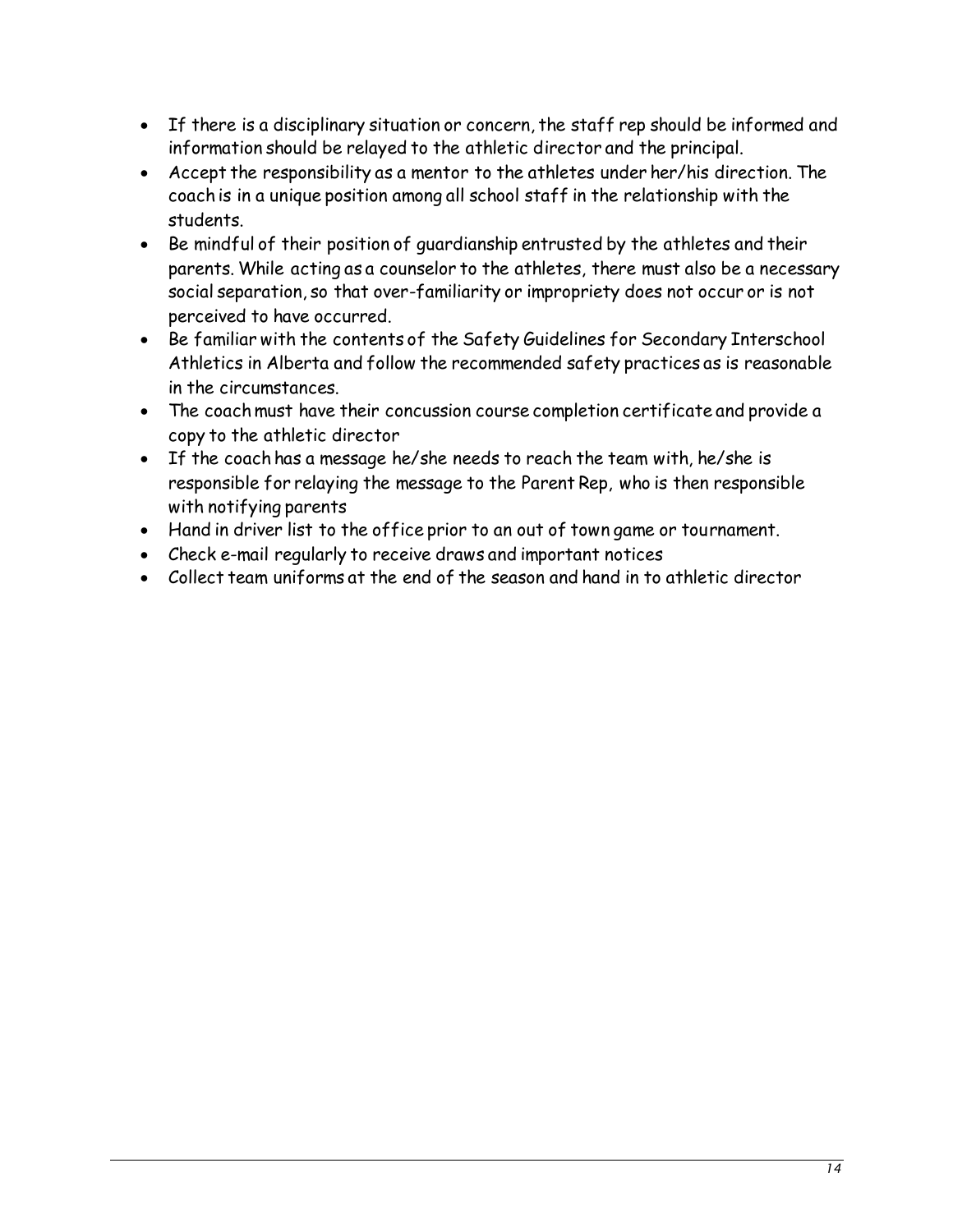- If there is a disciplinary situation or concern, the staff rep should be informed and information should be relayed to the athletic director and the principal.
- Accept the responsibility as a mentor to the athletes under her/his direction. The coach is in a unique position among all school staff in the relationship with the students.
- Be mindful of their position of guardianship entrusted by the athletes and their parents. While acting as a counselor to the athletes, there must also be a necessary social separation, so that over-familiarity or impropriety does not occur or is not perceived to have occurred.
- Be familiar with the contents of the Safety Guidelines for Secondary Interschool Athletics in Alberta and follow the recommended safety practices as is reasonable in the circumstances.
- The coach must have their concussion course completion certificate and provide a copy to the athletic director
- If the coach has a message he/she needs to reach the team with, he/she is responsible for relaying the message to the Parent Rep, who is then responsible with notifying parents
- Hand in driver list to the office prior to an out of town game or tournament.
- Check e-mail regularly to receive draws and important notices
- Collect team uniforms at the end of the season and hand in to athletic director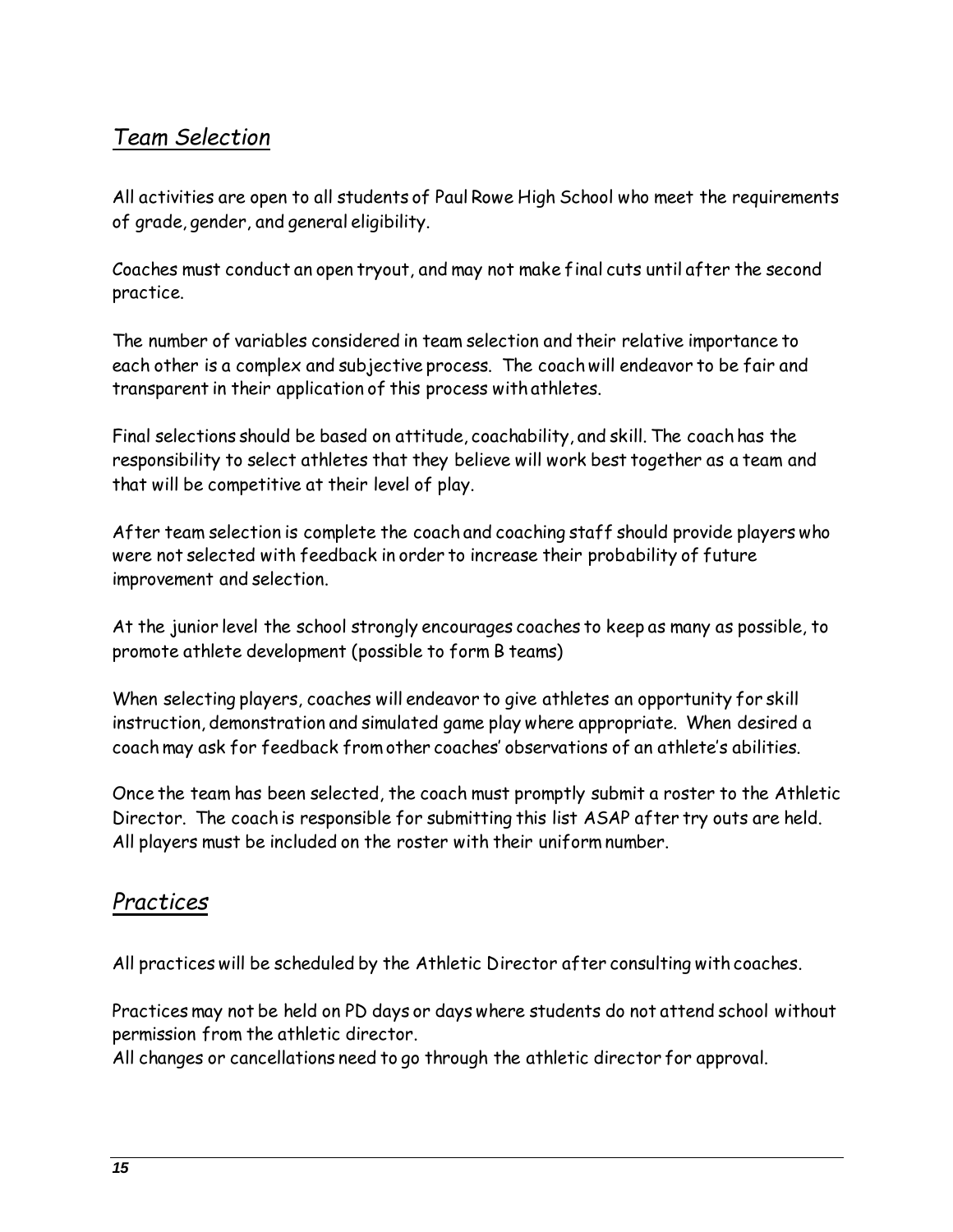## *Team Selection*

All activities are open to all students of Paul Rowe High School who meet the requirements of grade, gender, and general eligibility.

Coaches must conduct an open tryout, and may not make final cuts until after the second practice.

The number of variables considered in team selection and their relative importance to each other is a complex and subjective process. The coach will endeavor to be fair and transparent in their application of this process with athletes.

Final selections should be based on attitude, coachability, and skill. The coach has the responsibility to select athletes that they believe will work best together as a team and that will be competitive at their level of play.

After team selection is complete the coach and coaching staff should provide players who were not selected with feedback in order to increase their probability of future improvement and selection.

At the junior level the school strongly encourages coaches to keep as many as possible, to promote athlete development (possible to form B teams)

When selecting players, coaches will endeavor to give athletes an opportunity for skill instruction, demonstration and simulated game play where appropriate. When desired a coach may ask for feedback from other coaches' observations of an athlete's abilities.

Once the team has been selected, the coach must promptly submit a roster to the Athletic Director. The coach is responsible for submitting this list ASAP after try outs are held. All players must be included on the roster with their uniform number.

## *Practices*

All practices will be scheduled by the Athletic Director after consulting with coaches.

Practices may not be held on PD days or days where students do not attend school without permission from the athletic director.
All changes or cancellations need to go through the athletic director for approval.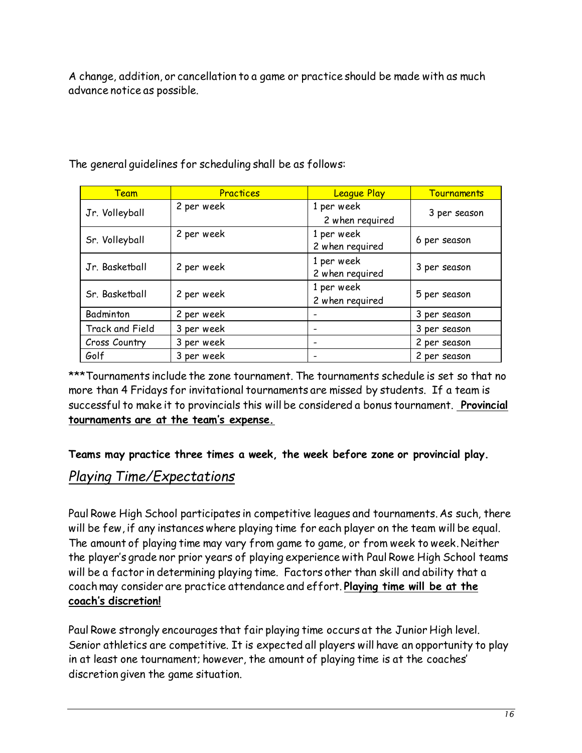A change, addition, or cancellation to a game or practice should be made with as much advance notice as possible.

The general guidelines for scheduling shall be as follows:

| Team | Practices | League Play | Tournaments |
| --- | --- | --- | --- |
| Jr. Volleyball | 2 per week | 1 per week<br>2 when required | 3 per season |
| Sr. Volleyball | 2 per week | 1 per week<br>2 when required | 6 per season |
| Jr. Basketball | 2 per week | 1 per week<br>2 when required | 3 per season |
| Sr. Basketball | 2 per week | 1 per week<br>2 when required | 5 per season |
| Badminton | 2 per week | - | 3 per season |
| Track and Field | 3 per week | - | 3 per season |
| Cross Country | 3 per week | - | 2 per season |
| Golf | 3 per week | - | 2 per season |

***Tournaments include the zone tournament. The tournaments schedule is set so that no more than 4 Fridays for invitational tournaments are missed by students. If a team is successful to make it to provincials this will be considered a bonus tournament. **Provincial tournaments are at the team's expense.**

**Teams may practice three times a week, the week before zone or provincial play.**

## *Playing Time/Expectations*

Paul Rowe High School participates in competitive leagues and tournaments. As such, there will be few, if any instances where playing time for each player on the team will be equal. The amount of playing time may vary from game to game, or from week to week. Neither the player's grade nor prior years of playing experience with Paul Rowe High School teams will be a factor in determining playing time. Factors other than skill and ability that a coach may consider are practice attendance and effort. **Playing time will be at the coach's discretion!**

Paul Rowe strongly encourages that fair playing time occurs at the Junior High level. Senior athletics are competitive. It is expected all players will have an opportunity to play in at least one tournament; however, the amount of playing time is at the coaches' discretion given the game situation.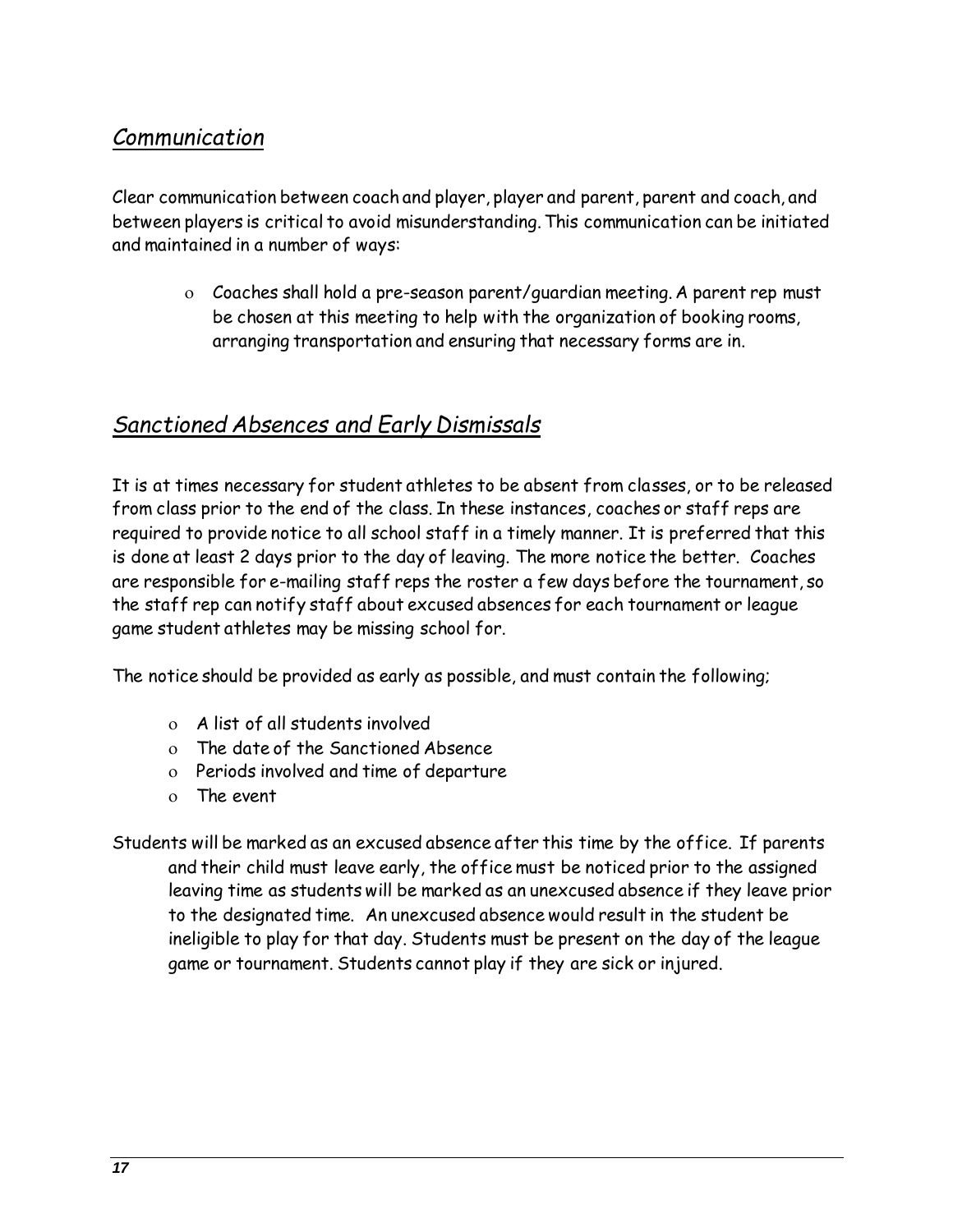## *Communication*

Clear communication between coach and player, player and parent, parent and coach, and between players is critical to avoid misunderstanding. This communication can be initiated and maintained in a number of ways:

- Coaches shall hold a pre-season parent/guardian meeting. A parent rep must be chosen at this meeting to help with the organization of booking rooms, arranging transportation and ensuring that necessary forms are in.

## *Sanctioned Absences and Early Dismissals*

It is at times necessary for student athletes to be absent from classes, or to be released from class prior to the end of the class. In these instances, coaches or staff reps are required to provide notice to all school staff in a timely manner. It is preferred that this is done at least 2 days prior to the day of leaving. The more notice the better. Coaches are responsible for e-mailing staff reps the roster a few days before the tournament, so the staff rep can notify staff about excused absences for each tournament or league game student athletes may be missing school for.

The notice should be provided as early as possible, and must contain the following;

- A list of all students involved
- The date of the Sanctioned Absence
- Periods involved and time of departure
- The event

Students will be marked as an excused absence after this time by the office. If parents and their child must leave early, the office must be noticed prior to the assigned leaving time as students will be marked as an unexcused absence if they leave prior to the designated time. An unexcused absence would result in the student be ineligible to play for that day. Students must be present on the day of the league game or tournament. Students cannot play if they are sick or injured.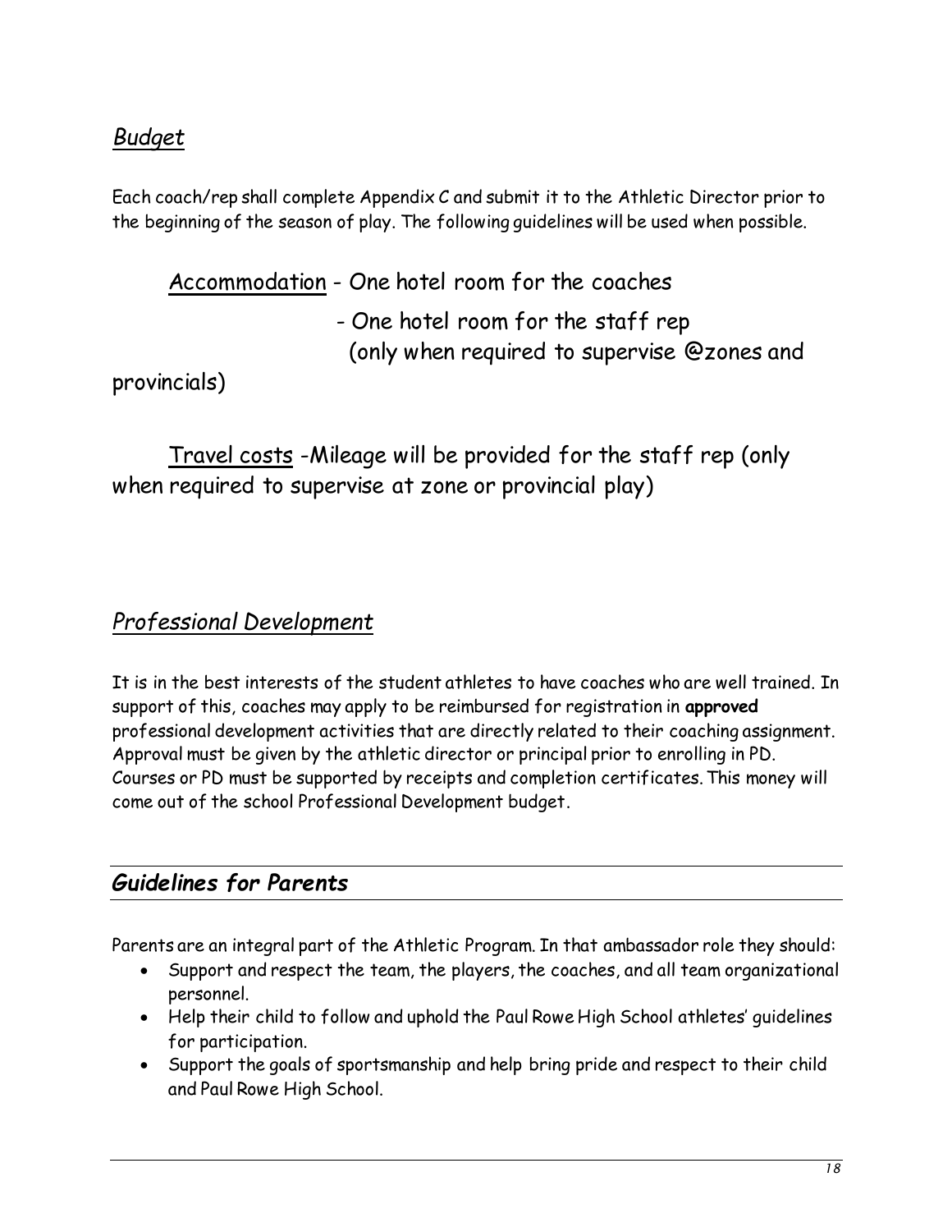## *Budget*

Each coach/rep shall complete Appendix C and submit it to the Athletic Director prior to the beginning of the season of play. The following guidelines will be used when possible.

Accommodation - One hotel room for the coaches
- One hotel room for the staff rep (only when required to supervise @zones and provincials)

Travel costs -Mileage will be provided for the staff rep (only when required to supervise at zone or provincial play)

## *Professional Development*

It is in the best interests of the student athletes to have coaches who are well trained. In support of this, coaches may apply to be reimbursed for registration in **approved** professional development activities that are directly related to their coaching assignment. Approval must be given by the athletic director or principal prior to enrolling in PD. Courses or PD must be supported by receipts and completion certificates. This money will come out of the school Professional Development budget.

## ***Guidelines for Parents***

Parents are an integral part of the Athletic Program. In that ambassador role they should:

- Support and respect the team, the players, the coaches, and all team organizational personnel.
- Help their child to follow and uphold the Paul Rowe High School athletes' guidelines for participation.
- Support the goals of sportsmanship and help bring pride and respect to their child and Paul Rowe High School.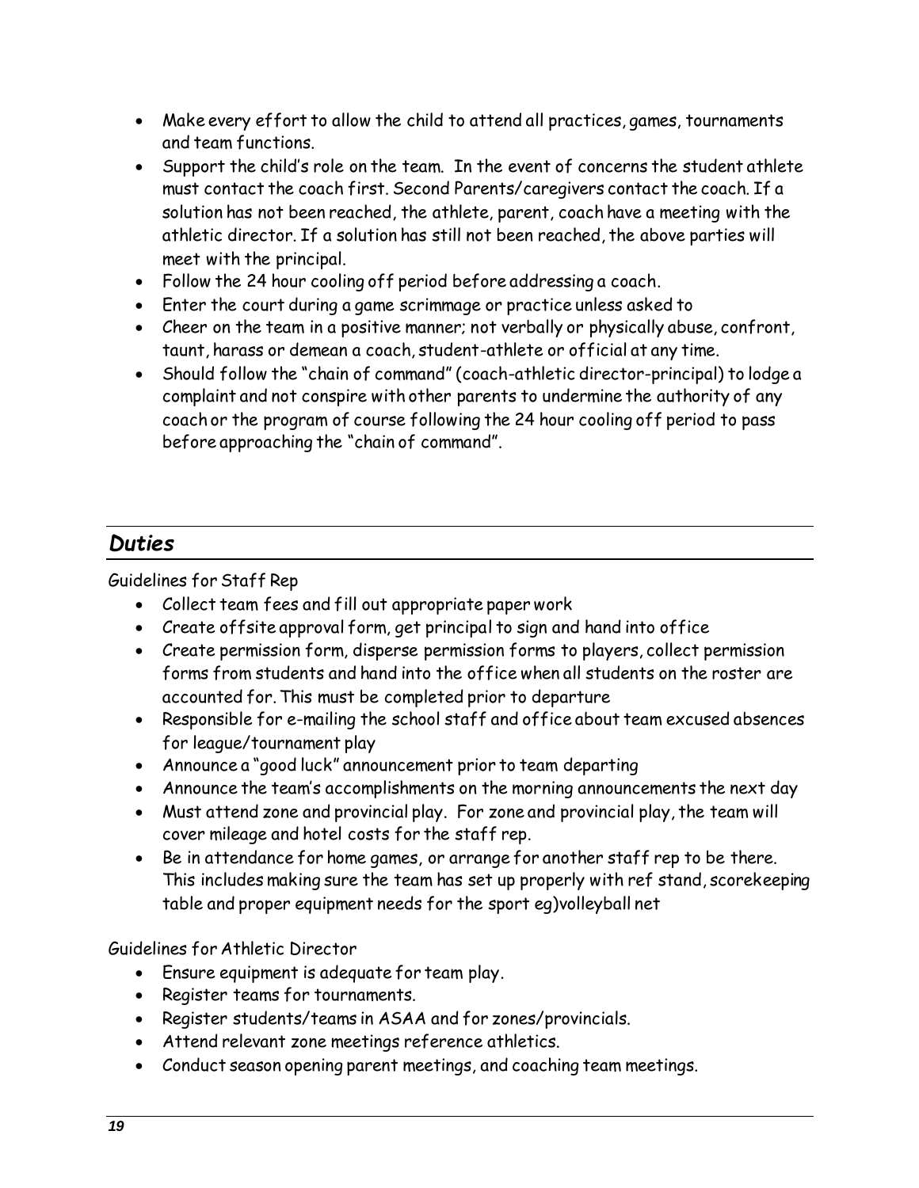- Make every effort to allow the child to attend all practices, games, tournaments and team functions.
- Support the child's role on the team. In the event of concerns the student athlete must contact the coach first. Second Parents/caregivers contact the coach. If a solution has not been reached, the athlete, parent, coach have a meeting with the athletic director. If a solution has still not been reached, the above parties will meet with the principal.
- Follow the 24 hour cooling off period before addressing a coach.
- Enter the court during a game scrimmage or practice unless asked to
- Cheer on the team in a positive manner; not verbally or physically abuse, confront, taunt, harass or demean a coach, student-athlete or official at any time.
- Should follow the "chain of command" (coach-athletic director-principal) to lodge a complaint and not conspire with other parents to undermine the authority of any coach or the program of course following the 24 hour cooling off period to pass before approaching the "chain of command".

## *Duties*

Guidelines for Staff Rep

- Collect team fees and fill out appropriate paper work
- Create offsite approval form, get principal to sign and hand into office
- Create permission form, disperse permission forms to players, collect permission forms from students and hand into the office when all students on the roster are accounted for. This must be completed prior to departure
- Responsible for e-mailing the school staff and office about team excused absences for league/tournament play
- Announce a "good luck" announcement prior to team departing
- Announce the team's accomplishments on the morning announcements the next day
- Must attend zone and provincial play. For zone and provincial play, the team will cover mileage and hotel costs for the staff rep.
- Be in attendance for home games, or arrange for another staff rep to be there. This includes making sure the team has set up properly with ref stand, scorekeeping table and proper equipment needs for the sport eg)volleyball net

Guidelines for Athletic Director

- Ensure equipment is adequate for team play.
- Register teams for tournaments.
- Register students/teams in ASAA and for zones/provincials.
- Attend relevant zone meetings reference athletics.
- Conduct season opening parent meetings, and coaching team meetings.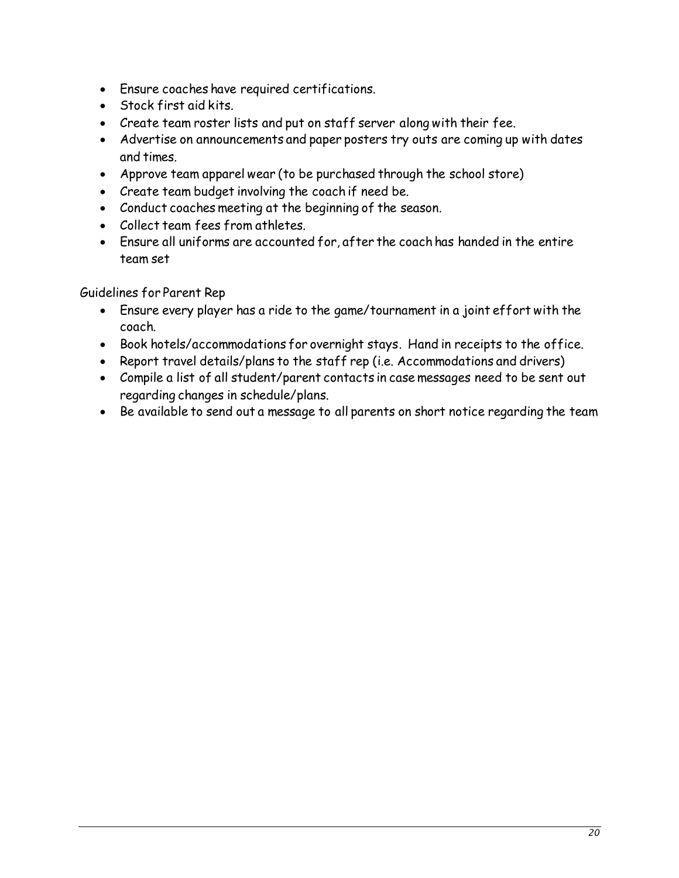- Ensure coaches have required certifications.
- Stock first aid kits.
- Create team roster lists and put on staff server along with their fee.
- Advertise on announcements and paper posters try outs are coming up with dates and times.
- Approve team apparel wear (to be purchased through the school store)
- Create team budget involving the coach if need be.
- Conduct coaches meeting at the beginning of the season.
- Collect team fees from athletes.
- Ensure all uniforms are accounted for, after the coach has handed in the entire team set

Guidelines for Parent Rep

- Ensure every player has a ride to the game/tournament in a joint effort with the coach.
- Book hotels/accommodations for overnight stays. Hand in receipts to the office.
- Report travel details/plans to the staff rep (i.e. Accommodations and drivers)
- Compile a list of all student/parent contacts in case messages need to be sent out regarding changes in schedule/plans.
- Be available to send out a message to all parents on short notice regarding the team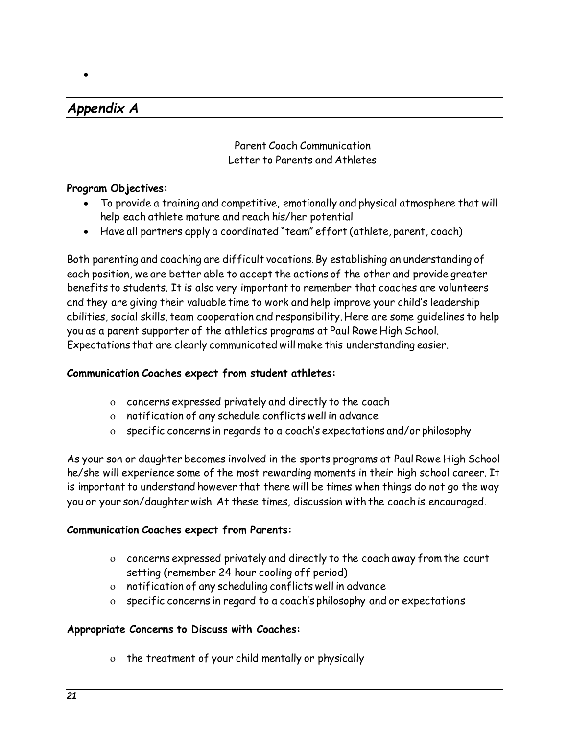## *Appendix A*

Parent Coach Communication
Letter to Parents and Athletes

**Program Objectives:**

- To provide a training and competitive, emotionally and physical atmosphere that will help each athlete mature and reach his/her potential
- Have all partners apply a coordinated "team" effort (athlete, parent, coach)

Both parenting and coaching are difficult vocations. By establishing an understanding of each position, we are better able to accept the actions of the other and provide greater benefits to students. It is also very important to remember that coaches are volunteers and they are giving their valuable time to work and help improve your child's leadership abilities, social skills, team cooperation and responsibility. Here are some guidelines to help you as a parent supporter of the athletics programs at Paul Rowe High School. Expectations that are clearly communicated will make this understanding easier.

**Communication Coaches expect from student athletes:**

- concerns expressed privately and directly to the coach
- notification of any schedule conflicts well in advance
- specific concerns in regards to a coach's expectations and/or philosophy

As your son or daughter becomes involved in the sports programs at Paul Rowe High School he/she will experience some of the most rewarding moments in their high school career. It is important to understand however that there will be times when things do not go the way you or your son/daughter wish. At these times, discussion with the coach is encouraged.

**Communication Coaches expect from Parents:**

- concerns expressed privately and directly to the coach away from the court setting (remember 24 hour cooling off period)
- notification of any scheduling conflicts well in advance
- specific concerns in regard to a coach's philosophy and or expectations

**Appropriate Concerns to Discuss with Coaches:**

- the treatment of your child mentally or physically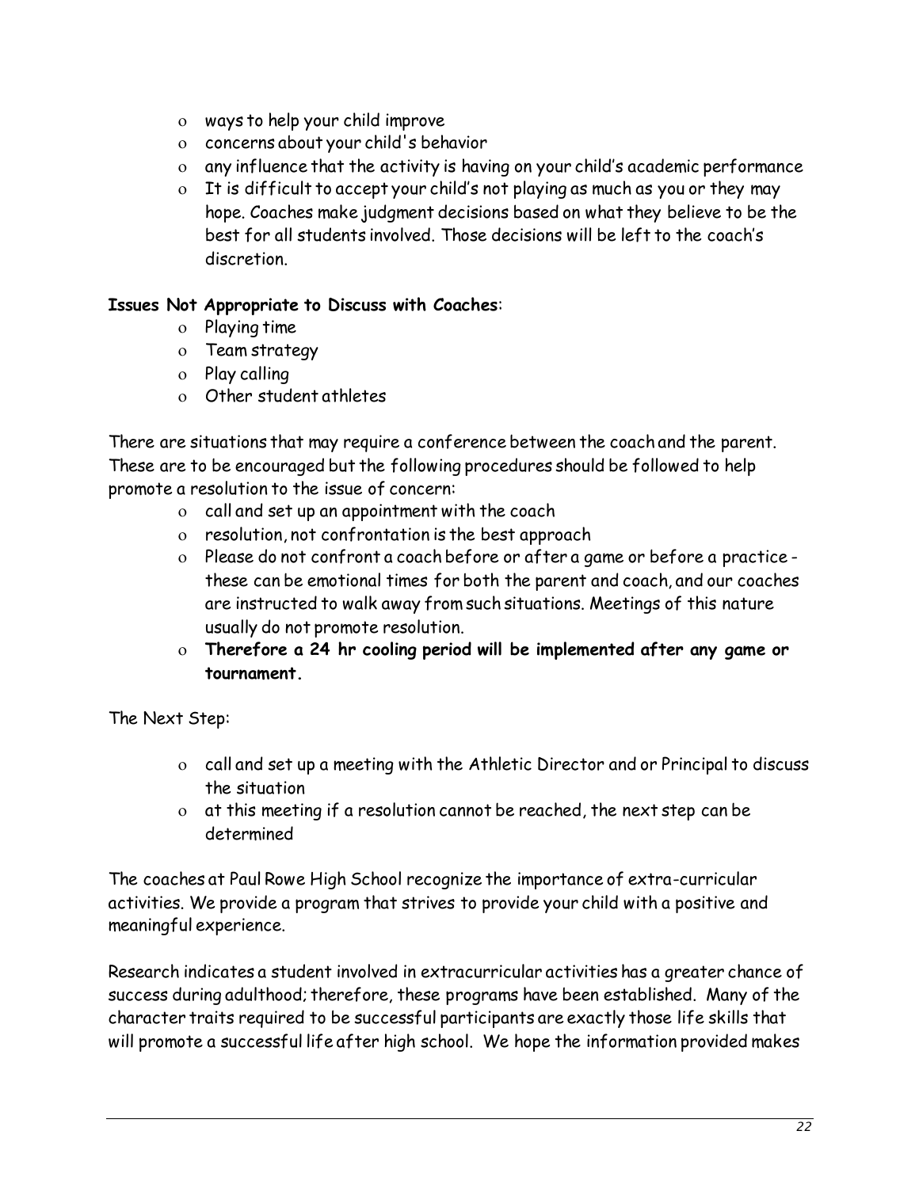- ways to help your child improve
- concerns about your child's behavior
- any influence that the activity is having on your child's academic performance
- It is difficult to accept your child's not playing as much as you or they may hope. Coaches make judgment decisions based on what they believe to be the best for all students involved. Those decisions will be left to the coach's discretion.

**Issues Not Appropriate to Discuss with Coaches**:

- Playing time
- Team strategy
- Play calling
- Other student athletes

There are situations that may require a conference between the coach and the parent. These are to be encouraged but the following procedures should be followed to help promote a resolution to the issue of concern:

- call and set up an appointment with the coach
- resolution, not confrontation is the best approach
- Please do not confront a coach before or after a game or before a practice - these can be emotional times for both the parent and coach, and our coaches are instructed to walk away from such situations. Meetings of this nature usually do not promote resolution.
- **Therefore a 24 hr cooling period will be implemented after any game or tournament.**

The Next Step:

- call and set up a meeting with the Athletic Director and or Principal to discuss the situation
- at this meeting if a resolution cannot be reached, the next step can be determined

The coaches at Paul Rowe High School recognize the importance of extra-curricular activities. We provide a program that strives to provide your child with a positive and meaningful experience.

Research indicates a student involved in extracurricular activities has a greater chance of success during adulthood; therefore, these programs have been established. Many of the character traits required to be successful participants are exactly those life skills that will promote a successful life after high school. We hope the information provided makes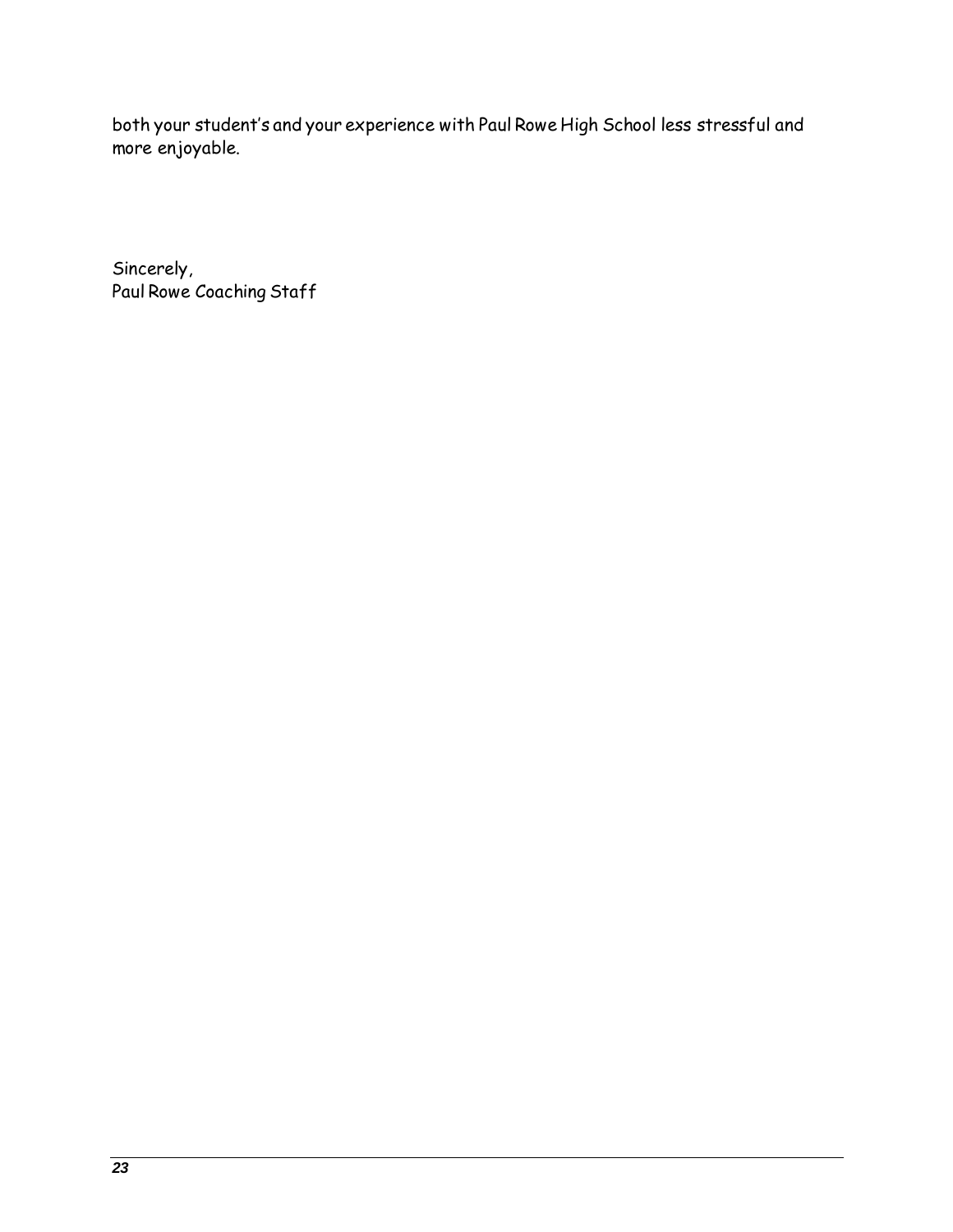both your student's and your experience with Paul Rowe High School less stressful and more enjoyable.

Sincerely,
Paul Rowe Coaching Staff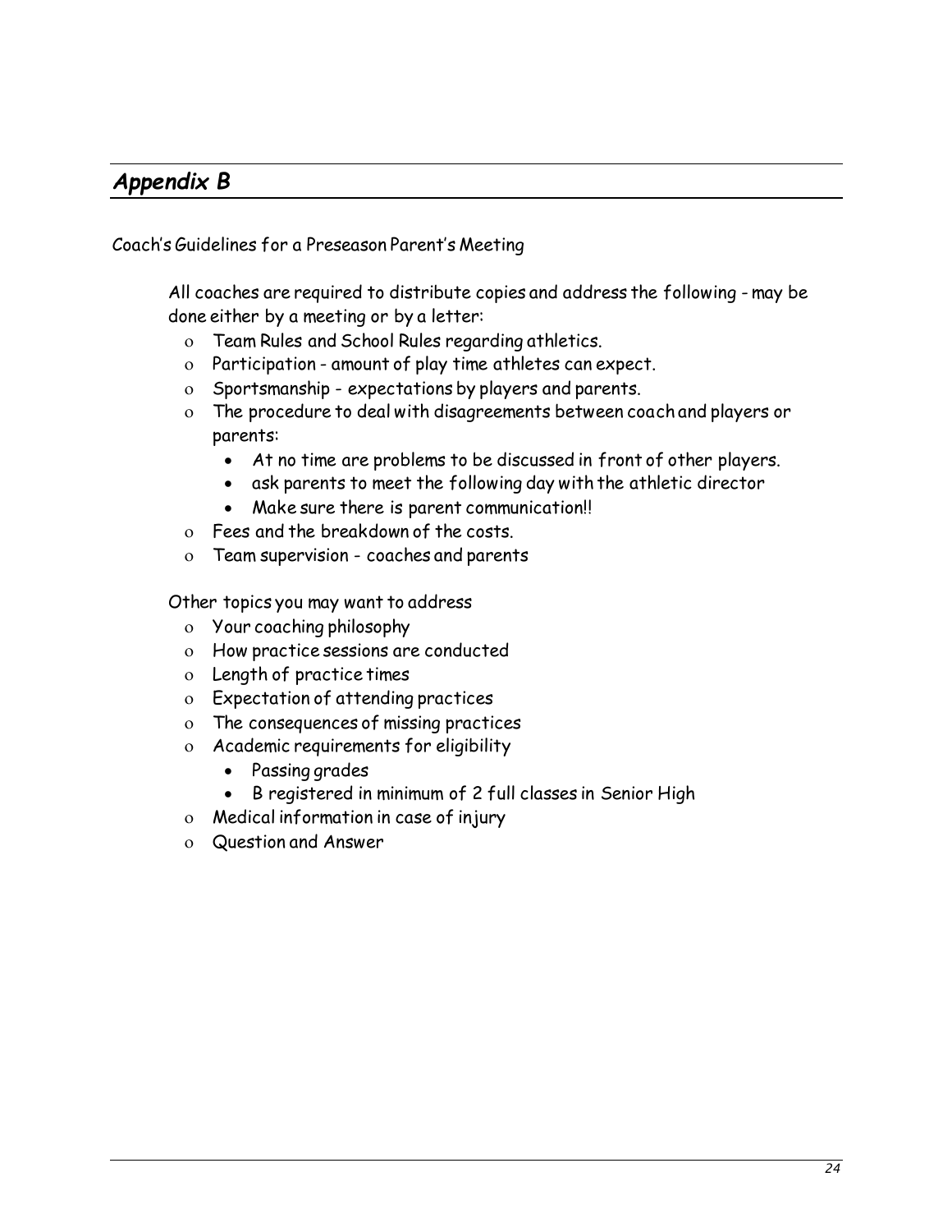## *Appendix B*

Coach's Guidelines for a Preseason Parent's Meeting

All coaches are required to distribute copies and address the following - may be done either by a meeting or by a letter:

- Team Rules and School Rules regarding athletics.
- Participation - amount of play time athletes can expect.
- Sportsmanship - expectations by players and parents.
- The procedure to deal with disagreements between coach and players or parents:
    - At no time are problems to be discussed in front of other players.
    - ask parents to meet the following day with the athletic director
    - Make sure there is parent communication!!
- Fees and the breakdown of the costs.
- Team supervision - coaches and parents

Other topics you may want to address

- Your coaching philosophy
- How practice sessions are conducted
- Length of practice times
- Expectation of attending practices
- The consequences of missing practices
- Academic requirements for eligibility
    - Passing grades
    - B registered in minimum of 2 full classes in Senior High
- Medical information in case of injury
- Question and Answer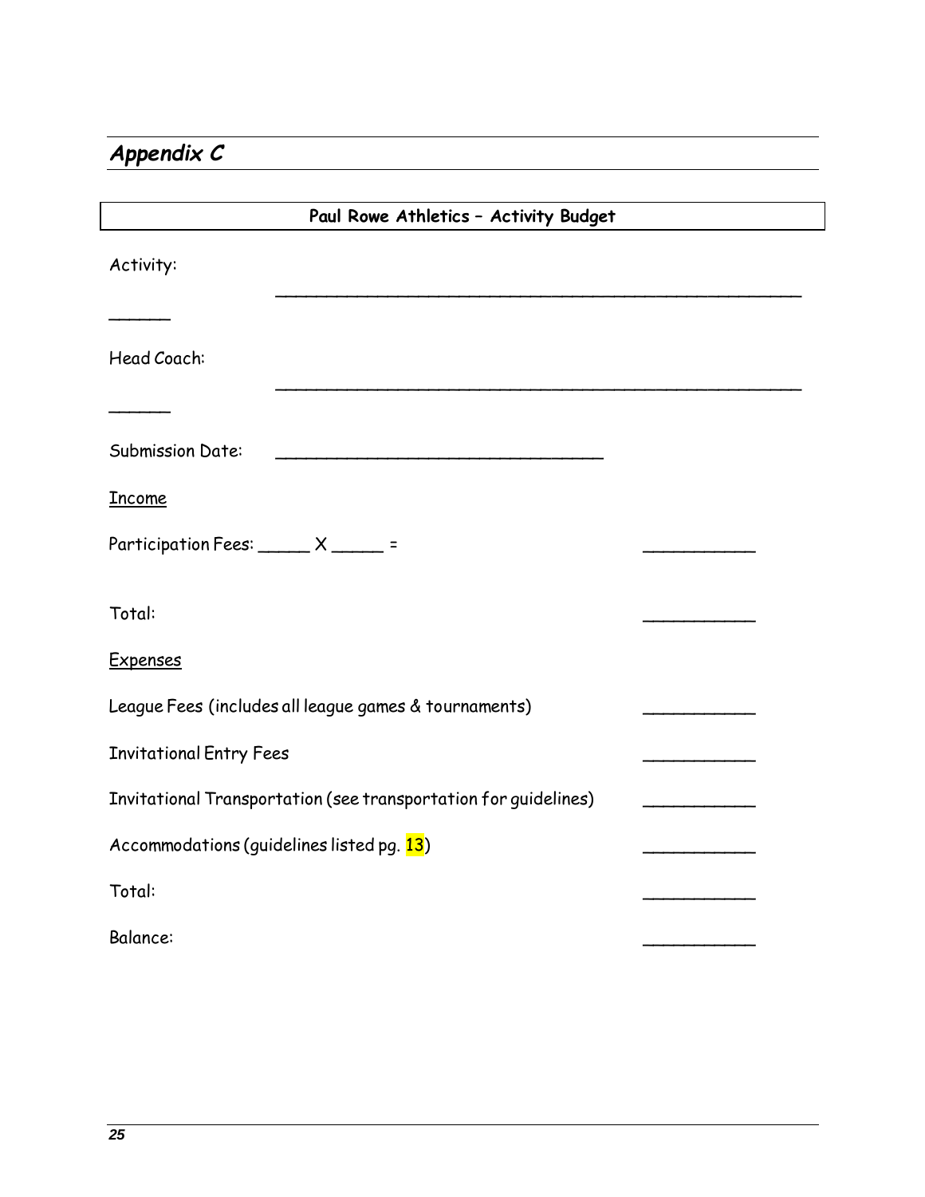## *Appendix C*

**Paul Rowe Athletics – Activity Budget**

Activity: ______________________________________________

Head Coach: ______________________________________________

Submission Date: ______________________________

Income

Participation Fees: _____ X _____ = __________

Total: __________

Expenses

League Fees (includes all league games & tournaments) __________

Invitational Entry Fees __________

Invitational Transportation (see transportation for guidelines) __________

Accommodations (guidelines listed pg. 13) __________

Total: __________

Balance: __________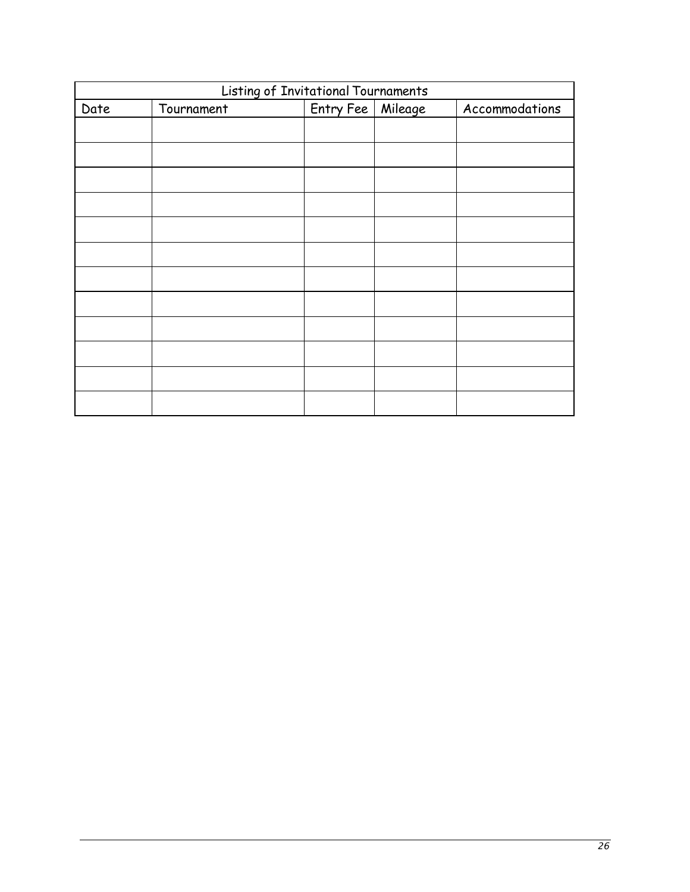| Listing of Invitational Tournaments | | | | |
|---|---|---|---|---|
| Date | Tournament | Entry Fee | Mileage | Accommodations |
| | | | | |
| | | | | |
| | | | | |
| | | | | |
| | | | | |
| | | | | |
| | | | | |
| | | | | |
| | | | | |
| | | | | |
| | | | | |
| | | | | |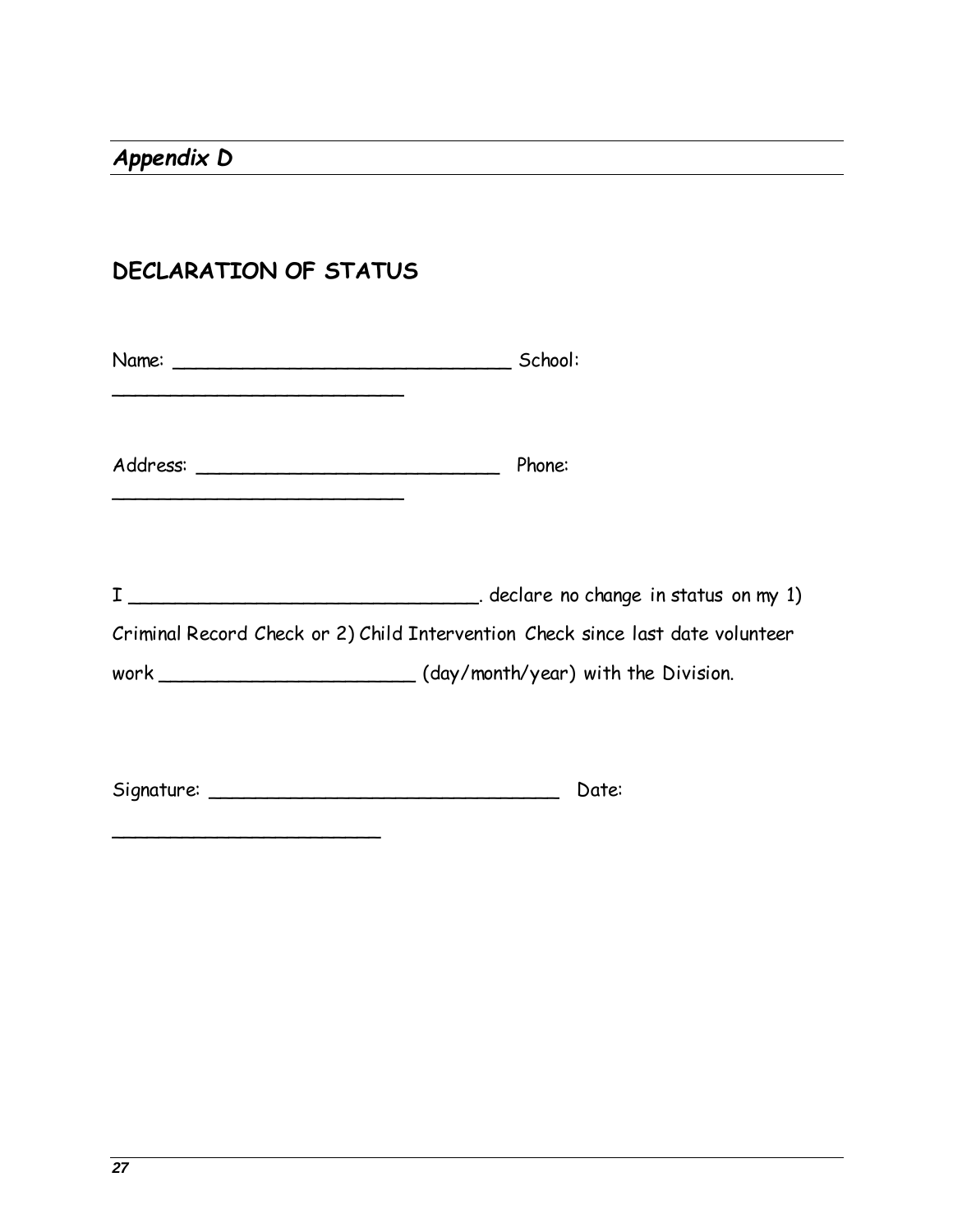*Appendix D*

## DECLARATION OF STATUS

Name: ______________________________ School: ___________________________

Address: ___________________________ Phone: ___________________________

I ______________________________. declare no change in status on my 1) Criminal Record Check or 2) Child Intervention Check since last date volunteer work ______________________ (day/month/year) with the Division.

Signature: ______________________________ Date: _________________________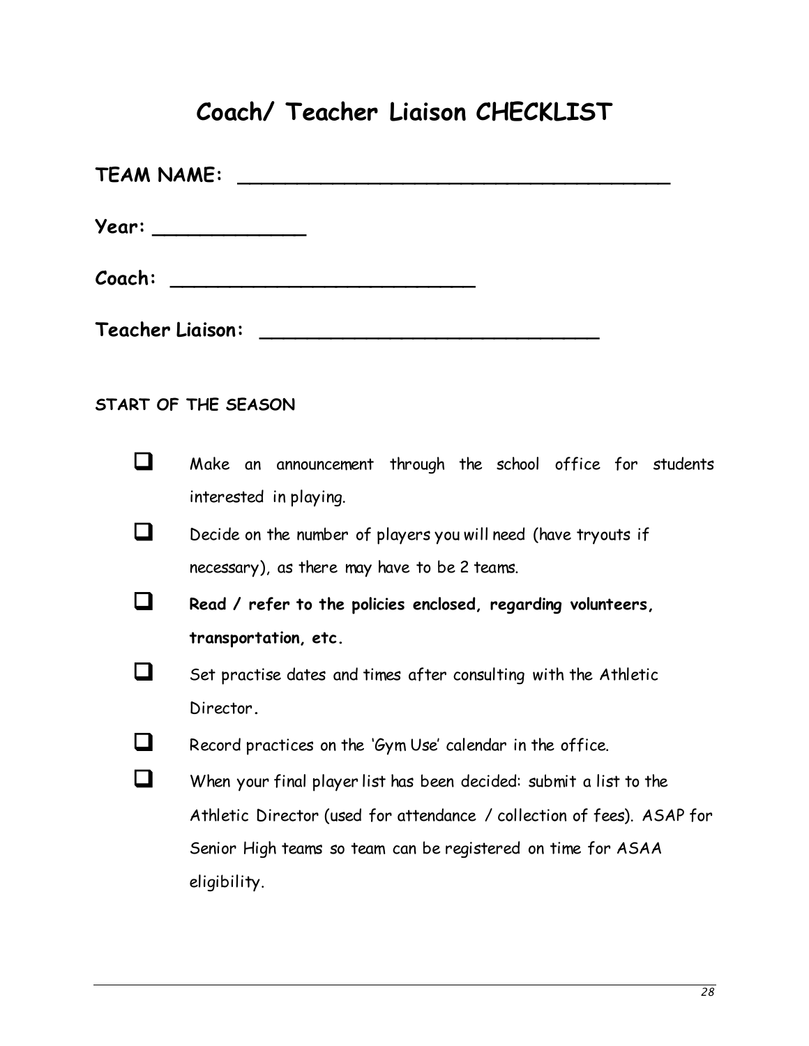# Coach/ Teacher Liaison CHECKLIST

**TEAM NAME:** ______________________________________

**Year:** _____________

**Coach:** ___________________________

**Teacher Liaison:** ______________________________

**START OF THE SEASON**

- [ ] Make an announcement through the school office for students interested in playing.
- [ ] Decide on the number of players you will need (have tryouts if necessary), as there may have to be 2 teams.
- [ ] **Read / refer to the policies enclosed, regarding volunteers, transportation, etc.**
- [ ] Set practise dates and times after consulting with the Athletic Director.
- [ ] Record practices on the 'Gym Use' calendar in the office.
- [ ] When your final player list has been decided: submit a list to the Athletic Director (used for attendance / collection of fees). ASAP for Senior High teams so team can be registered on time for ASAA eligibility.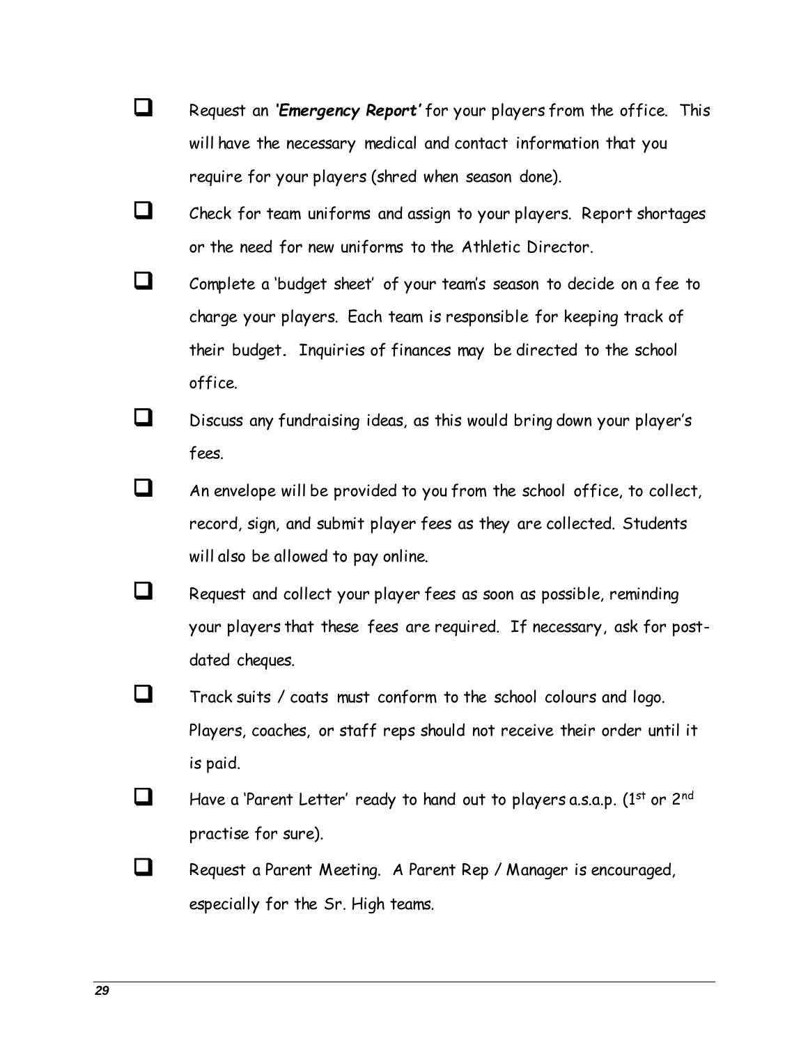- [ ] Request an ***'Emergency Report'*** for your players from the office. This will have the necessary medical and contact information that you require for your players (shred when season done).
- [ ] Check for team uniforms and assign to your players. Report shortages or the need for new uniforms to the Athletic Director.
- [ ] Complete a 'budget sheet' of your team's season to decide on a fee to charge your players. Each team is responsible for keeping track of their budget. Inquiries of finances may be directed to the school office.
- [ ] Discuss any fundraising ideas, as this would bring down your player's fees.
- [ ] An envelope will be provided to you from the school office, to collect, record, sign, and submit player fees as they are collected. Students will also be allowed to pay online.
- [ ] Request and collect your player fees as soon as possible, reminding your players that these fees are required. If necessary, ask for post-dated cheques.
- [ ] Track suits / coats must conform to the school colours and logo. Players, coaches, or staff reps should not receive their order until it is paid.
- [ ] Have a 'Parent Letter' ready to hand out to players a.s.a.p. (1st or 2nd practise for sure).
- [ ] Request a Parent Meeting. A Parent Rep / Manager is encouraged, especially for the Sr. High teams.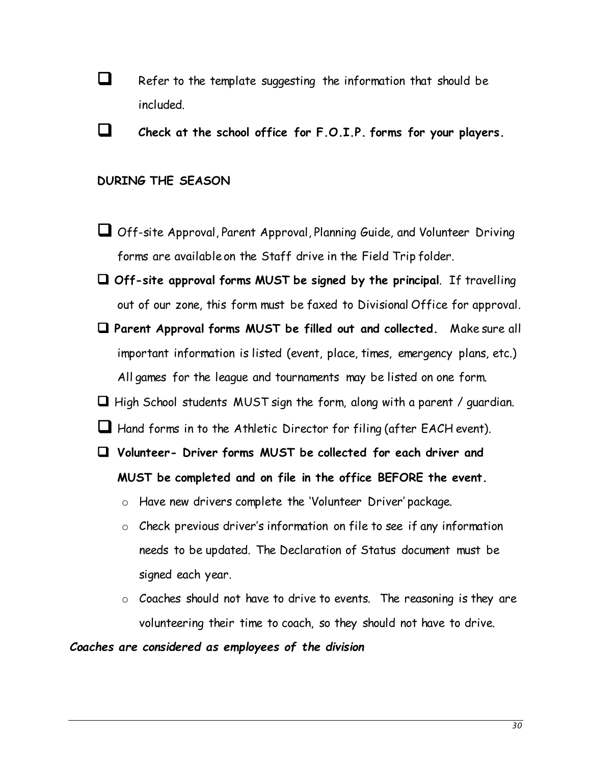- Refer to the template suggesting the information that should be included.
- **Check at the school office for F.O.I.P. forms for your players.**

**DURING THE SEASON**

- Off-site Approval, Parent Approval, Planning Guide, and Volunteer Driving forms are available on the Staff drive in the Field Trip folder.
- **Off-site approval forms MUST be signed by the principal**. If travelling out of our zone, this form must be faxed to Divisional Office for approval.
- **Parent Approval forms MUST be filled out and collected.** Make sure all important information is listed (event, place, times, emergency plans, etc.) All games for the league and tournaments may be listed on one form.
- High School students MUST sign the form, along with a parent / guardian.
- Hand forms in to the Athletic Director for filing (after EACH event).
- **Volunteer- Driver forms MUST be collected for each driver and MUST be completed and on file in the office BEFORE the event.**
  - Have new drivers complete the 'Volunteer Driver' package.
  - Check previous driver's information on file to see if any information needs to be updated. The Declaration of Status document must be signed each year.
  - Coaches should not have to drive to events. The reasoning is they are volunteering their time to coach, so they should not have to drive.

***Coaches are considered as employees of the division***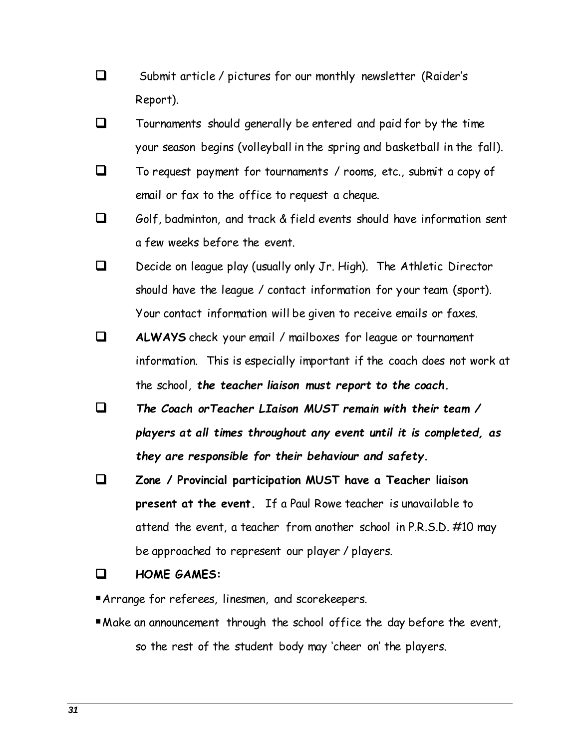- ☐ Submit article / pictures for our monthly newsletter (Raider's Report).
- ☐ Tournaments should generally be entered and paid for by the time your season begins (volleyball in the spring and basketball in the fall).
- ☐ To request payment for tournaments / rooms, etc., submit a copy of email or fax to the office to request a cheque.
- ☐ Golf, badminton, and track & field events should have information sent a few weeks before the event.
- ☐ Decide on league play (usually only Jr. High). The Athletic Director should have the league / contact information for your team (sport). Your contact information will be given to receive emails or faxes.
- ☐ **ALWAYS** check your email / mailboxes for league or tournament information. This is especially important if the coach does not work at the school, ***the teacher liaison must report to the coach.***
- ☐ ***The Coach orTeacher LIaison MUST remain with their team / players at all times throughout any event until it is completed, as they are responsible for their behaviour and safety.***
- ☐ **Zone / Provincial participation MUST have a Teacher liaison present at the event.** If a Paul Rowe teacher is unavailable to attend the event, a teacher from another school in P.R.S.D. #10 may be approached to represent our player / players.
- ☐ **HOME GAMES:**

▪ Arrange for referees, linesmen, and scorekeepers.

▪ Make an announcement through the school office the day before the event, so the rest of the student body may 'cheer on' the players.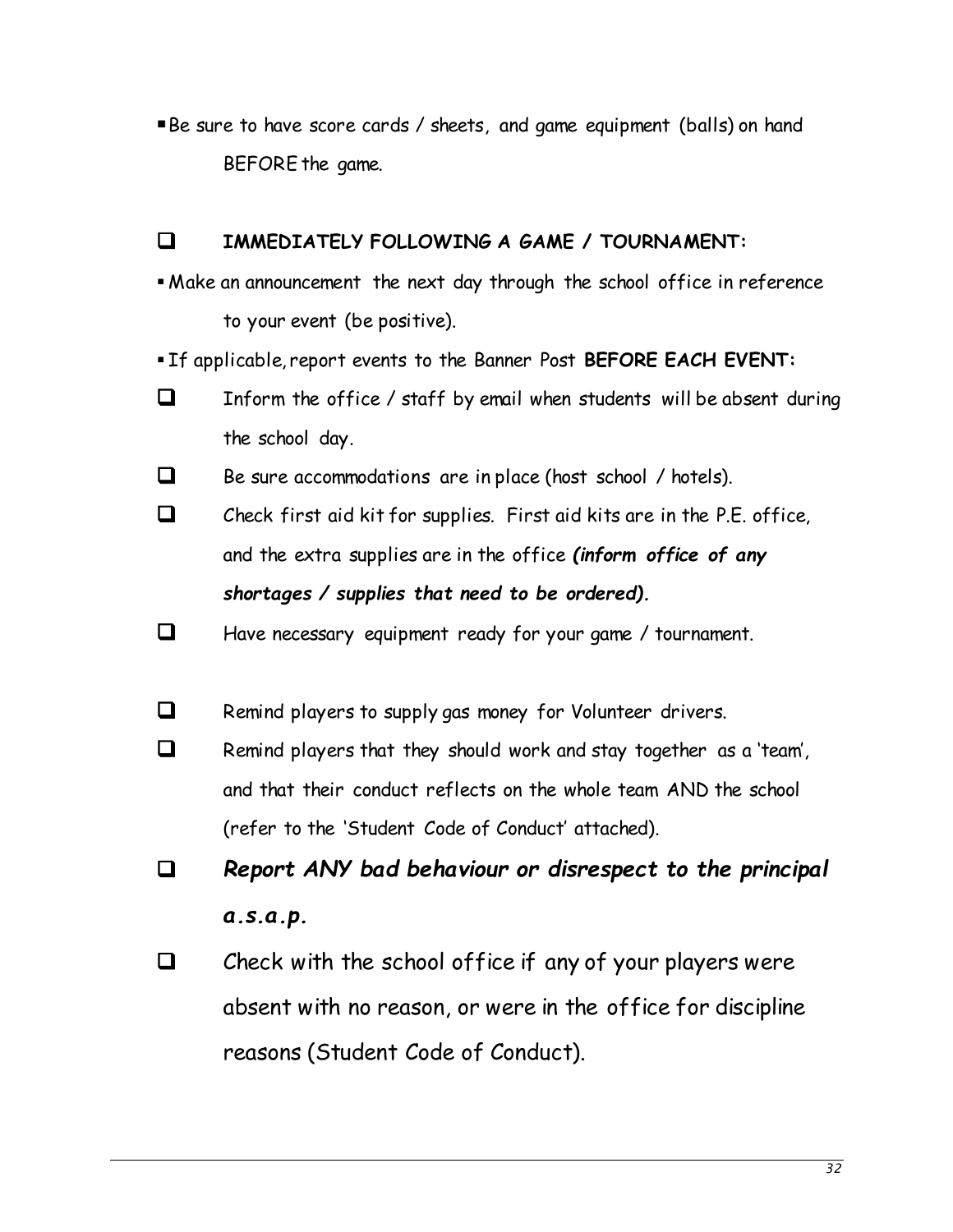- Be sure to have score cards / sheets, and game equipment (balls) on hand BEFORE the game.

- ☐ **IMMEDIATELY FOLLOWING A GAME / TOURNAMENT:**

- Make an announcement the next day through the school office in reference to your event (be positive).
- If applicable, report events to the Banner Post **BEFORE EACH EVENT:**

- ☐ Inform the office / staff by email when students will be absent during the school day.
- ☐ Be sure accommodations are in place (host school / hotels).
- ☐ Check first aid kit for supplies. First aid kits are in the P.E. office, and the extra supplies are in the office ***(inform office of any shortages / supplies that need to be ordered).***
- ☐ Have necessary equipment ready for your game / tournament.

- ☐ Remind players to supply gas money for Volunteer drivers.
- ☐ Remind players that they should work and stay together as a 'team', and that their conduct reflects on the whole team AND the school (refer to the 'Student Code of Conduct' attached).
- ☐ ***Report ANY bad behaviour or disrespect to the principal a.s.a.p.***
- ☐ Check with the school office if any of your players were absent with no reason, or were in the office for discipline reasons (Student Code of Conduct).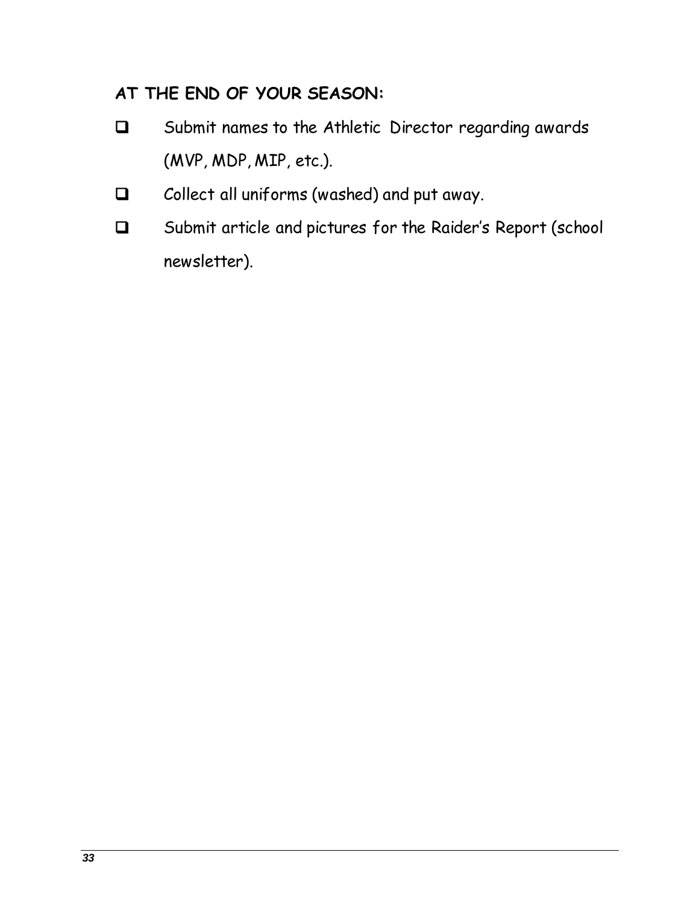## AT THE END OF YOUR SEASON:

- [ ] Submit names to the Athletic Director regarding awards (MVP, MDP, MIP, etc.).
- [ ] Collect all uniforms (washed) and put away.
- [ ] Submit article and pictures for the Raider's Report (school newsletter).